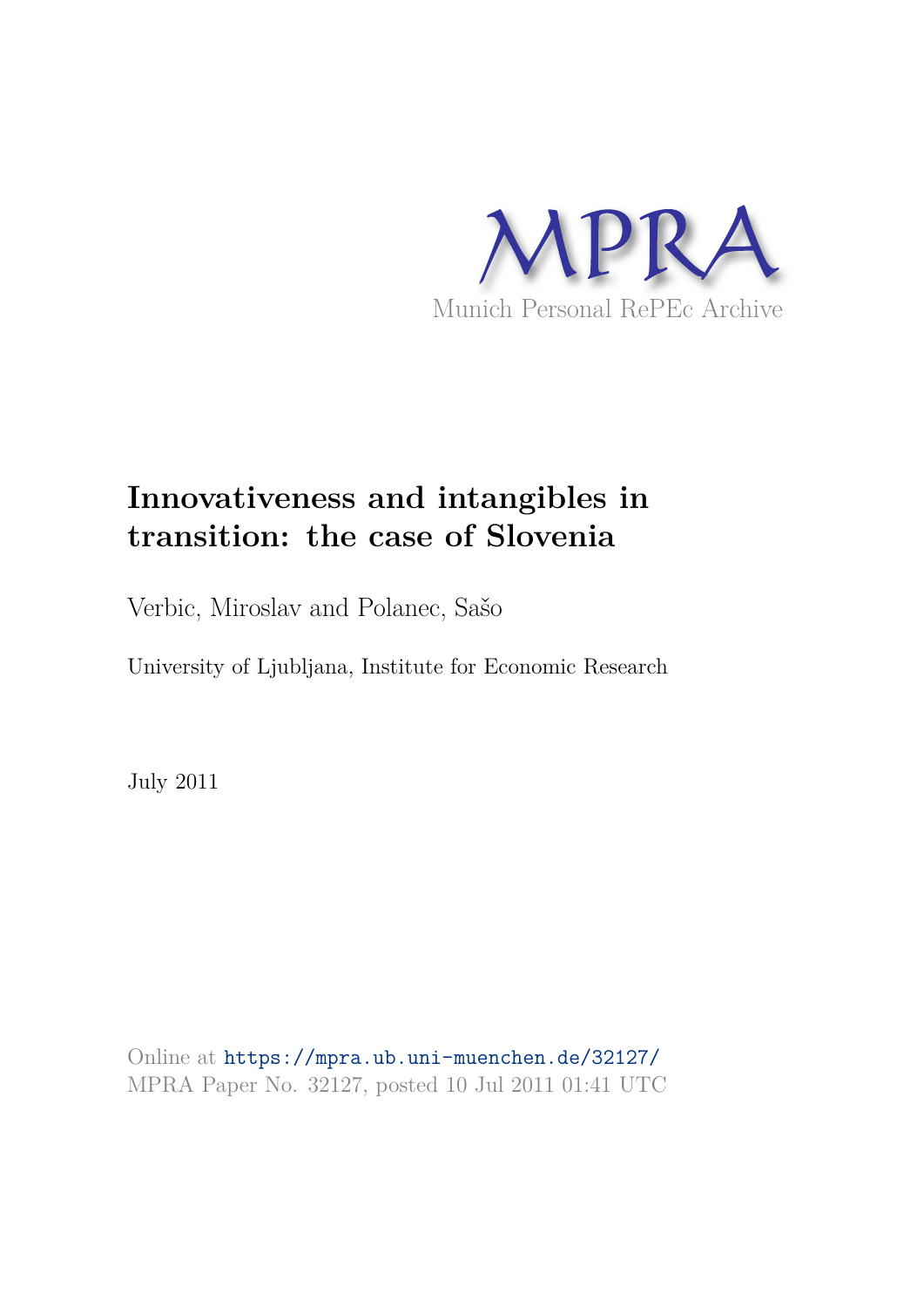MPRA

Munich Personal RePEc Archive

# Innovativeness and intangibles in transition: the case of Slovenia

Verbic, Miroslav and Polanec, Sašo

University of Ljubljana, Institute for Economic Research

July 2011

Online at https://mpra.ub.uni-muenchen.de/32127/
MPRA Paper No. 32127, posted 10 Jul 2011 01:41 UTC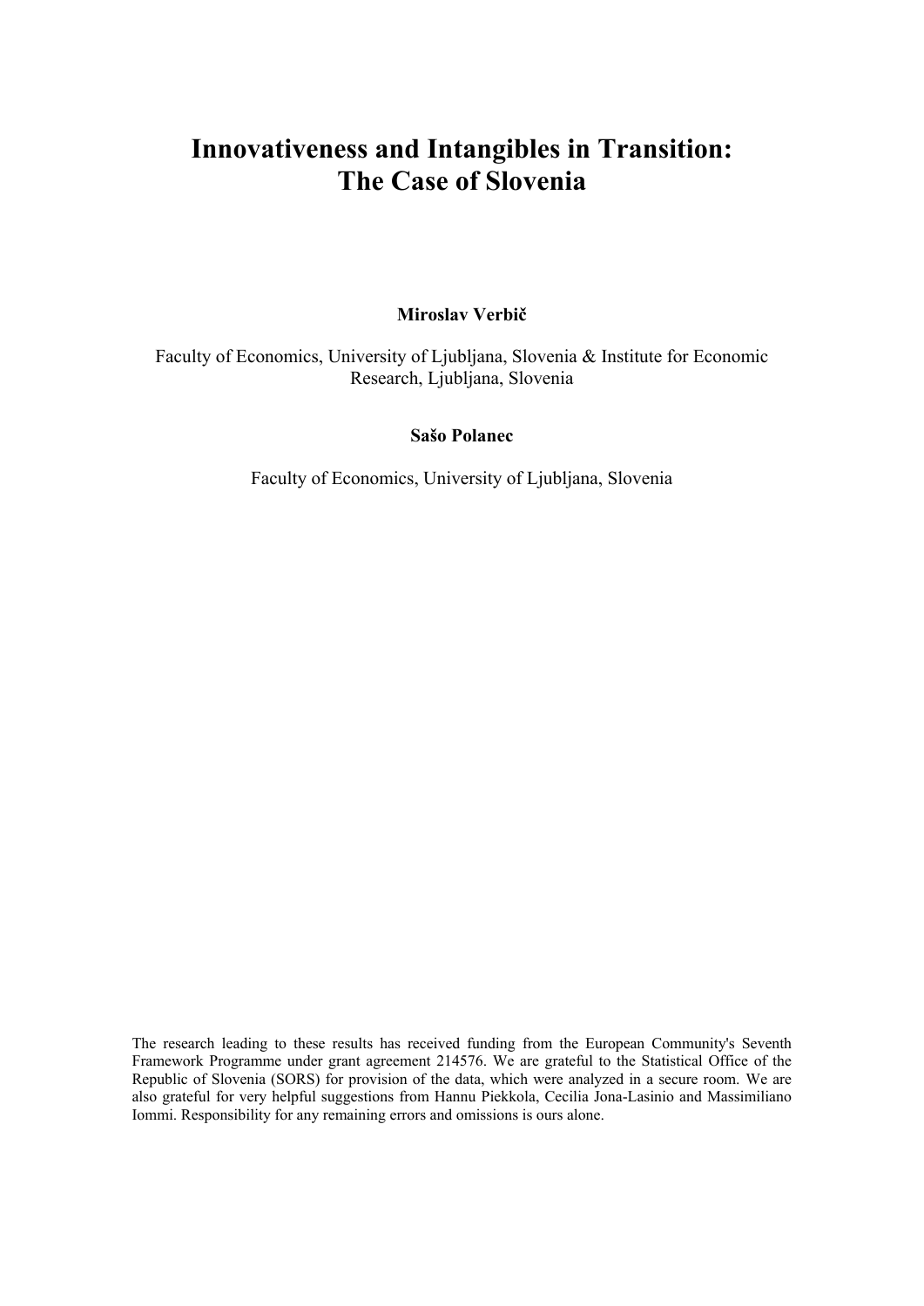# Innovativeness and Intangibles in Transition: The Case of Slovenia

**Miroslav Verbič**

Faculty of Economics, University of Ljubljana, Slovenia & Institute for Economic Research, Ljubljana, Slovenia

**Sašo Polanec**

Faculty of Economics, University of Ljubljana, Slovenia

The research leading to these results has received funding from the European Community's Seventh Framework Programme under grant agreement 214576. We are grateful to the Statistical Office of the Republic of Slovenia (SORS) for provision of the data, which were analyzed in a secure room. We are also grateful for very helpful suggestions from Hannu Piekkola, Cecilia Jona-Lasinio and Massimiliano Iommi. Responsibility for any remaining errors and omissions is ours alone.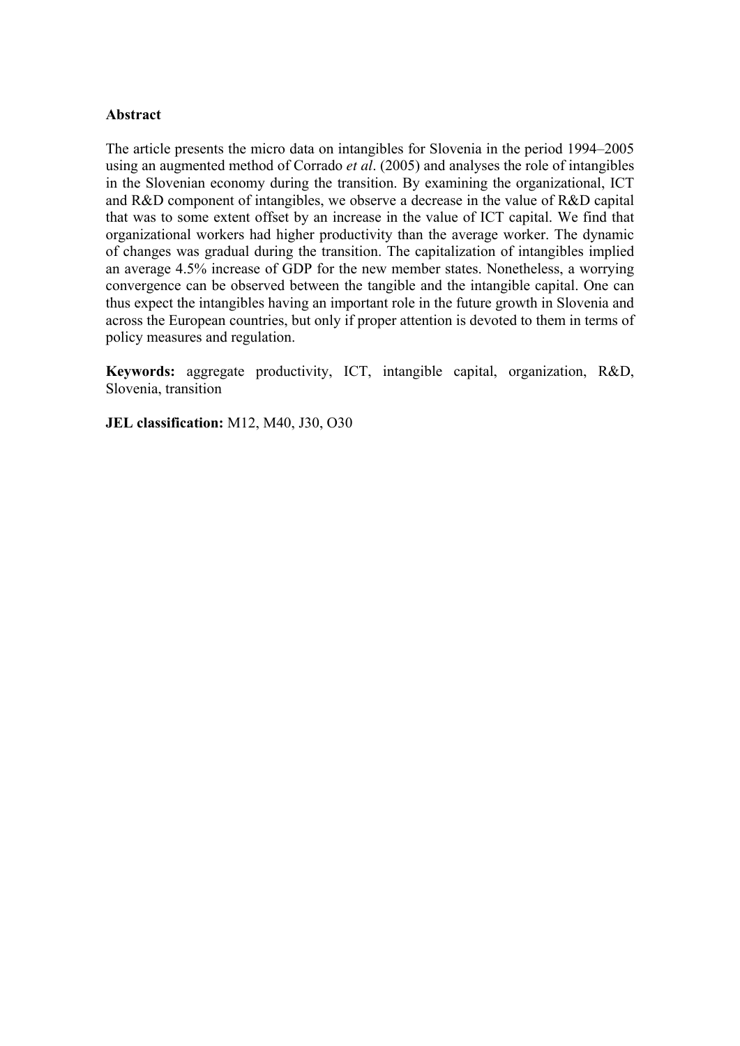**Abstract**

The article presents the micro data on intangibles for Slovenia in the period 1994–2005 using an augmented method of Corrado *et al*. (2005) and analyses the role of intangibles in the Slovenian economy during the transition. By examining the organizational, ICT and R&D component of intangibles, we observe a decrease in the value of R&D capital that was to some extent offset by an increase in the value of ICT capital. We find that organizational workers had higher productivity than the average worker. The dynamic of changes was gradual during the transition. The capitalization of intangibles implied an average 4.5% increase of GDP for the new member states. Nonetheless, a worrying convergence can be observed between the tangible and the intangible capital. One can thus expect the intangibles having an important role in the future growth in Slovenia and across the European countries, but only if proper attention is devoted to them in terms of policy measures and regulation.

**Keywords:** aggregate productivity, ICT, intangible capital, organization, R&D, Slovenia, transition

**JEL classification:** M12, M40, J30, O30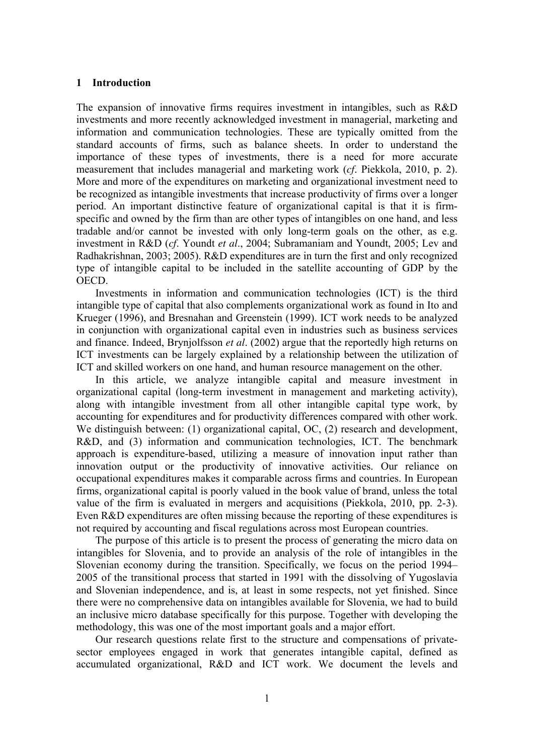## 1 Introduction

The expansion of innovative firms requires investment in intangibles, such as R&D investments and more recently acknowledged investment in managerial, marketing and information and communication technologies. These are typically omitted from the standard accounts of firms, such as balance sheets. In order to understand the importance of these types of investments, there is a need for more accurate measurement that includes managerial and marketing work (*cf*. Piekkola, 2010, p. 2). More and more of the expenditures on marketing and organizational investment need to be recognized as intangible investments that increase productivity of firms over a longer period. An important distinctive feature of organizational capital is that it is firm-specific and owned by the firm than are other types of intangibles on one hand, and less tradable and/or cannot be invested with only long-term goals on the other, as e.g. investment in R&D (*cf*. Youndt *et al*., 2004; Subramaniam and Youndt, 2005; Lev and Radhakrishnan, 2003; 2005). R&D expenditures are in turn the first and only recognized type of intangible capital to be included in the satellite accounting of GDP by the OECD.

Investments in information and communication technologies (ICT) is the third intangible type of capital that also complements organizational work as found in Ito and Krueger (1996), and Bresnahan and Greenstein (1999). ICT work needs to be analyzed in conjunction with organizational capital even in industries such as business services and finance. Indeed, Brynjolfsson *et al*. (2002) argue that the reportedly high returns on ICT investments can be largely explained by a relationship between the utilization of ICT and skilled workers on one hand, and human resource management on the other.

In this article, we analyze intangible capital and measure investment in organizational capital (long-term investment in management and marketing activity), along with intangible investment from all other intangible capital type work, by accounting for expenditures and for productivity differences compared with other work. We distinguish between: (1) organizational capital, OC, (2) research and development, R&D, and (3) information and communication technologies, ICT. The benchmark approach is expenditure-based, utilizing a measure of innovation input rather than innovation output or the productivity of innovative activities. Our reliance on occupational expenditures makes it comparable across firms and countries. In European firms, organizational capital is poorly valued in the book value of brand, unless the total value of the firm is evaluated in mergers and acquisitions (Piekkola, 2010, pp. 2-3). Even R&D expenditures are often missing because the reporting of these expenditures is not required by accounting and fiscal regulations across most European countries.

The purpose of this article is to present the process of generating the micro data on intangibles for Slovenia, and to provide an analysis of the role of intangibles in the Slovenian economy during the transition. Specifically, we focus on the period 1994–2005 of the transitional process that started in 1991 with the dissolving of Yugoslavia and Slovenian independence, and is, at least in some respects, not yet finished. Since there were no comprehensive data on intangibles available for Slovenia, we had to build an inclusive micro database specifically for this purpose. Together with developing the methodology, this was one of the most important goals and a major effort.

Our research questions relate first to the structure and compensations of private-sector employees engaged in work that generates intangible capital, defined as accumulated organizational, R&D and ICT work. We document the levels and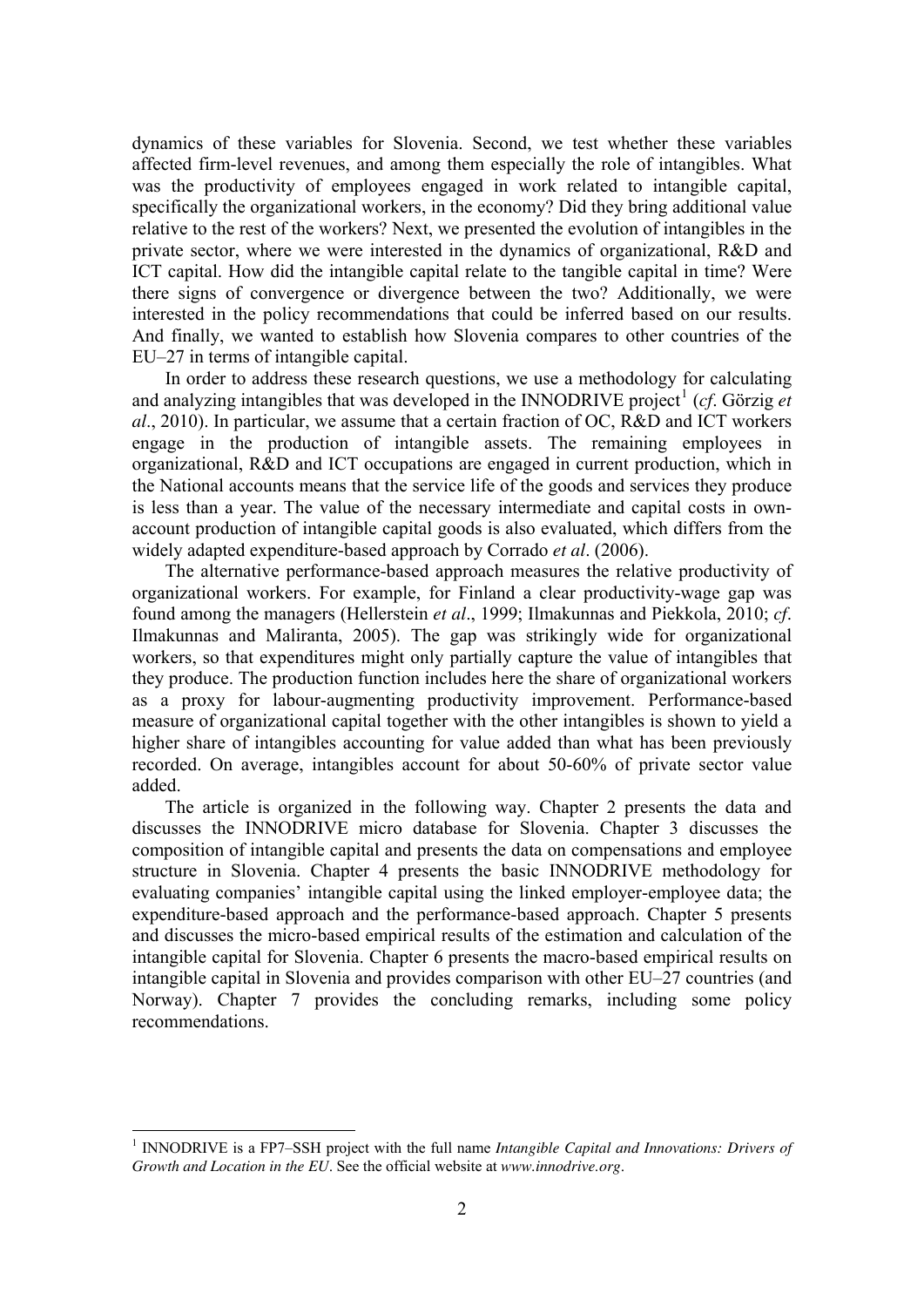dynamics of these variables for Slovenia. Second, we test whether these variables affected firm-level revenues, and among them especially the role of intangibles. What was the productivity of employees engaged in work related to intangible capital, specifically the organizational workers, in the economy? Did they bring additional value relative to the rest of the workers? Next, we presented the evolution of intangibles in the private sector, where we were interested in the dynamics of organizational, R&D and ICT capital. How did the intangible capital relate to the tangible capital in time? Were there signs of convergence or divergence between the two? Additionally, we were interested in the policy recommendations that could be inferred based on our results. And finally, we wanted to establish how Slovenia compares to other countries of the EU–27 in terms of intangible capital.

In order to address these research questions, we use a methodology for calculating and analyzing intangibles that was developed in the INNODRIVE project[1] (*cf*. Görzig *et al*., 2010). In particular, we assume that a certain fraction of OC, R&D and ICT workers engage in the production of intangible assets. The remaining employees in organizational, R&D and ICT occupations are engaged in current production, which in the National accounts means that the service life of the goods and services they produce is less than a year. The value of the necessary intermediate and capital costs in own-account production of intangible capital goods is also evaluated, which differs from the widely adapted expenditure-based approach by Corrado *et al*. (2006).

The alternative performance-based approach measures the relative productivity of organizational workers. For example, for Finland a clear productivity-wage gap was found among the managers (Hellerstein *et al*., 1999; Ilmakunnas and Piekkola, 2010; *cf*. Ilmakunnas and Maliranta, 2005). The gap was strikingly wide for organizational workers, so that expenditures might only partially capture the value of intangibles that they produce. The production function includes here the share of organizational workers as a proxy for labour-augmenting productivity improvement. Performance-based measure of organizational capital together with the other intangibles is shown to yield a higher share of intangibles accounting for value added than what has been previously recorded. On average, intangibles account for about 50-60% of private sector value added.

The article is organized in the following way. Chapter 2 presents the data and discusses the INNODRIVE micro database for Slovenia. Chapter 3 discusses the composition of intangible capital and presents the data on compensations and employee structure in Slovenia. Chapter 4 presents the basic INNODRIVE methodology for evaluating companies' intangible capital using the linked employer-employee data; the expenditure-based approach and the performance-based approach. Chapter 5 presents and discusses the micro-based empirical results of the estimation and calculation of the intangible capital for Slovenia. Chapter 6 presents the macro-based empirical results on intangible capital in Slovenia and provides comparison with other EU–27 countries (and Norway). Chapter 7 provides the concluding remarks, including some policy recommendations.

[1] INNODRIVE is a FP7–SSH project with the full name *Intangible Capital and Innovations: Drivers of Growth and Location in the EU*. See the official website at *www.innodrive.org*.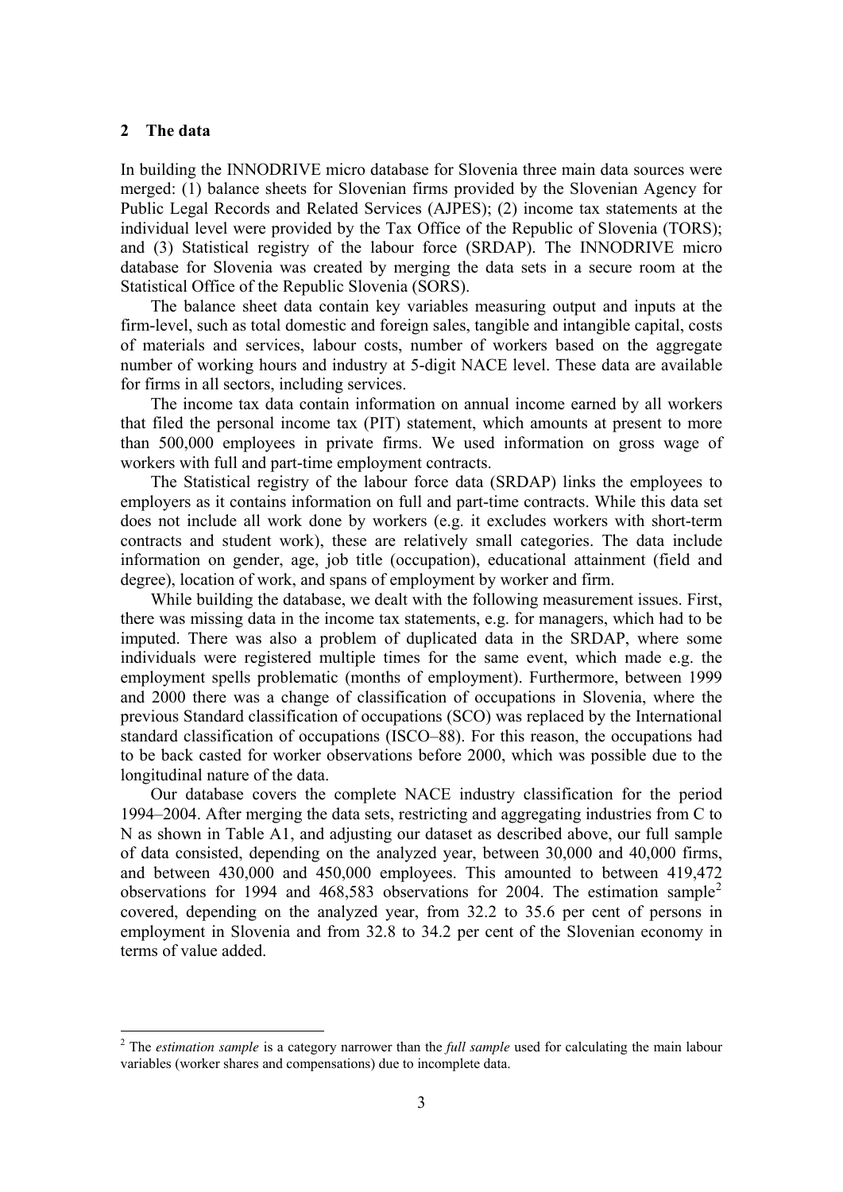## 2 The data

In building the INNODRIVE micro database for Slovenia three main data sources were merged: (1) balance sheets for Slovenian firms provided by the Slovenian Agency for Public Legal Records and Related Services (AJPES); (2) income tax statements at the individual level were provided by the Tax Office of the Republic of Slovenia (TORS); and (3) Statistical registry of the labour force (SRDAP). The INNODRIVE micro database for Slovenia was created by merging the data sets in a secure room at the Statistical Office of the Republic Slovenia (SORS).

The balance sheet data contain key variables measuring output and inputs at the firm-level, such as total domestic and foreign sales, tangible and intangible capital, costs of materials and services, labour costs, number of workers based on the aggregate number of working hours and industry at 5-digit NACE level. These data are available for firms in all sectors, including services.

The income tax data contain information on annual income earned by all workers that filed the personal income tax (PIT) statement, which amounts at present to more than 500,000 employees in private firms. We used information on gross wage of workers with full and part-time employment contracts.

The Statistical registry of the labour force data (SRDAP) links the employees to employers as it contains information on full and part-time contracts. While this data set does not include all work done by workers (e.g. it excludes workers with short-term contracts and student work), these are relatively small categories. The data include information on gender, age, job title (occupation), educational attainment (field and degree), location of work, and spans of employment by worker and firm.

While building the database, we dealt with the following measurement issues. First, there was missing data in the income tax statements, e.g. for managers, which had to be imputed. There was also a problem of duplicated data in the SRDAP, where some individuals were registered multiple times for the same event, which made e.g. the employment spells problematic (months of employment). Furthermore, between 1999 and 2000 there was a change of classification of occupations in Slovenia, where the previous Standard classification of occupations (SCO) was replaced by the International standard classification of occupations (ISCO–88). For this reason, the occupations had to be back casted for worker observations before 2000, which was possible due to the longitudinal nature of the data.

Our database covers the complete NACE industry classification for the period 1994–2004. After merging the data sets, restricting and aggregating industries from C to N as shown in Table A1, and adjusting our dataset as described above, our full sample of data consisted, depending on the analyzed year, between 30,000 and 40,000 firms, and between 430,000 and 450,000 employees. This amounted to between 419,472 observations for 1994 and 468,583 observations for 2004. The estimation sample[2] covered, depending on the analyzed year, from 32.2 to 35.6 per cent of persons in employment in Slovenia and from 32.8 to 34.2 per cent of the Slovenian economy in terms of value added.

[2] The *estimation sample* is a category narrower than the *full sample* used for calculating the main labour variables (worker shares and compensations) due to incomplete data.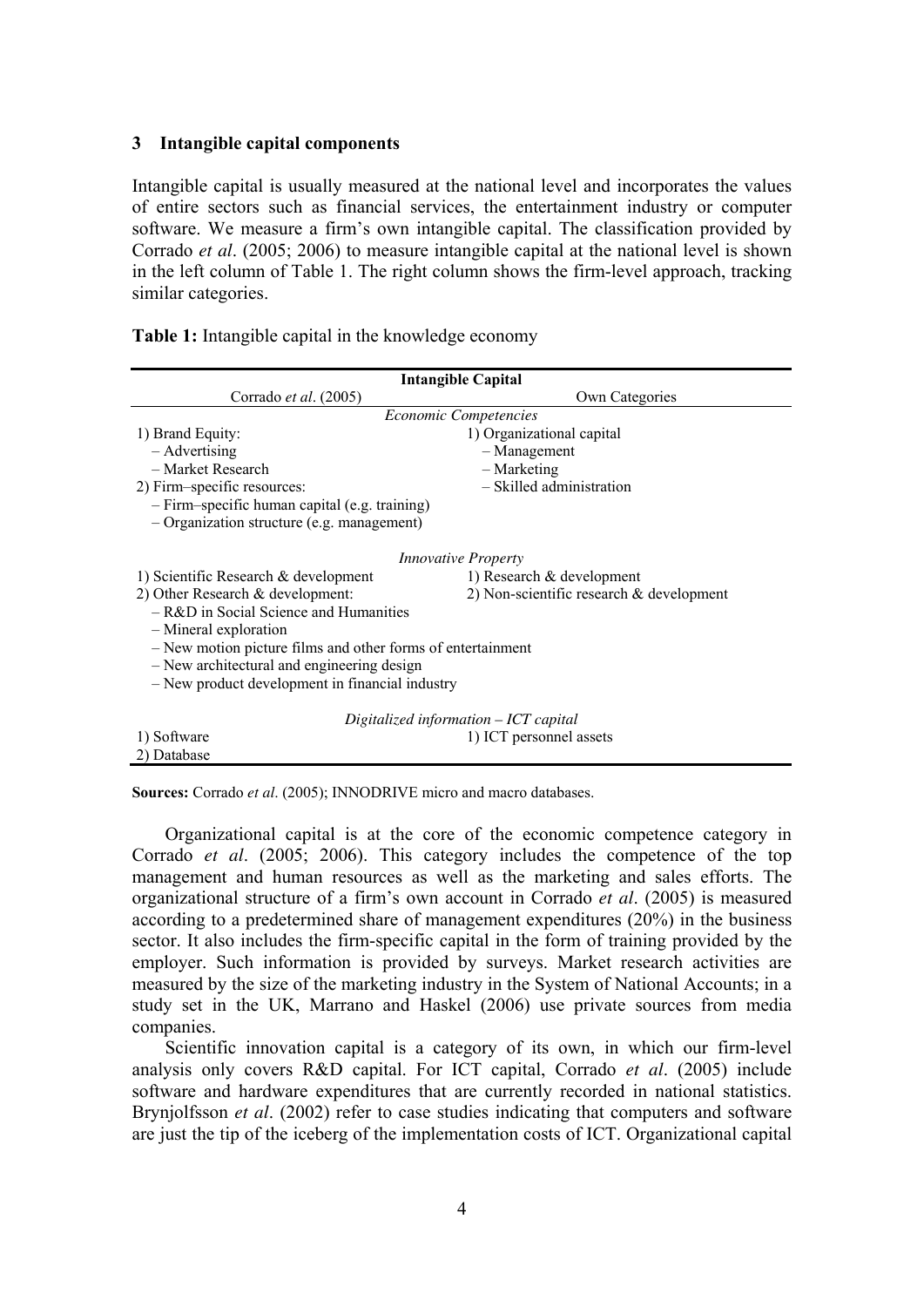## 3 Intangible capital components

Intangible capital is usually measured at the national level and incorporates the values of entire sectors such as financial services, the entertainment industry or computer software. We measure a firm's own intangible capital. The classification provided by Corrado *et al*. (2005; 2006) to measure intangible capital at the national level is shown in the left column of Table 1. The right column shows the firm-level approach, tracking similar categories.

**Table 1:** Intangible capital in the knowledge economy

| **Intangible Capital** | |
|---|---|
| Corrado *et al*. (2005) | Own Categories |
| *Economic Competencies* | |
| 1) Brand Equity: | 1) Organizational capital |
| – Advertising | – Management |
| – Market Research | – Marketing |
| 2) Firm–specific resources: | – Skilled administration |
| – Firm–specific human capital (e.g. training) | |
| – Organization structure (e.g. management) | |
| *Innovative Property* | |
| 1) Scientific Research & development | 1) Research & development |
| 2) Other Research & development: | 2) Non-scientific research & development |
| – R&D in Social Science and Humanities | |
| – Mineral exploration | |
| – New motion picture films and other forms of entertainment | |
| – New architectural and engineering design | |
| – New product development in financial industry | |
| *Digitalized information – ICT capital* | |
| 1) Software | 1) ICT personnel assets |
| 2) Database | |

**Sources:** Corrado *et al*. (2005); INNODRIVE micro and macro databases.

Organizational capital is at the core of the economic competence category in Corrado *et al*. (2005; 2006). This category includes the competence of the top management and human resources as well as the marketing and sales efforts. The organizational structure of a firm's own account in Corrado *et al*. (2005) is measured according to a predetermined share of management expenditures (20%) in the business sector. It also includes the firm-specific capital in the form of training provided by the employer. Such information is provided by surveys. Market research activities are measured by the size of the marketing industry in the System of National Accounts; in a study set in the UK, Marrano and Haskel (2006) use private sources from media companies.

Scientific innovation capital is a category of its own, in which our firm-level analysis only covers R&D capital. For ICT capital, Corrado *et al*. (2005) include software and hardware expenditures that are currently recorded in national statistics. Brynjolfsson *et al*. (2002) refer to case studies indicating that computers and software are just the tip of the iceberg of the implementation costs of ICT. Organizational capital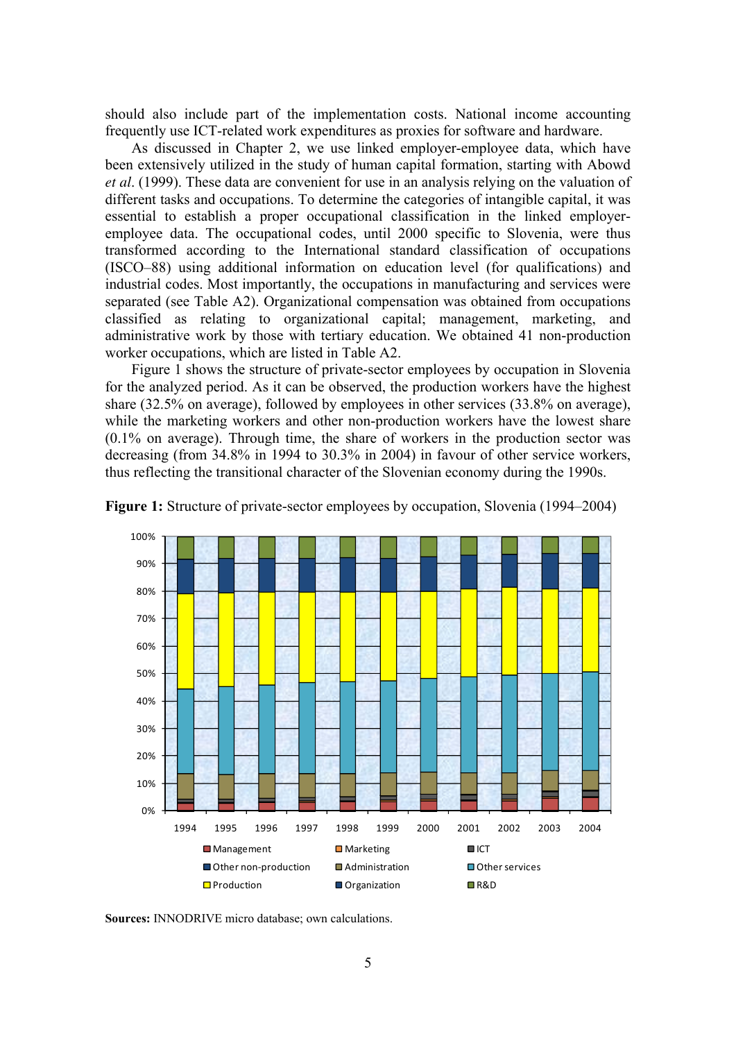should also include part of the implementation costs. National income accounting frequently use ICT-related work expenditures as proxies for software and hardware.

As discussed in Chapter 2, we use linked employer-employee data, which have been extensively utilized in the study of human capital formation, starting with Abowd *et al*. (1999). These data are convenient for use in an analysis relying on the valuation of different tasks and occupations. To determine the categories of intangible capital, it was essential to establish a proper occupational classification in the linked employer-employee data. The occupational codes, until 2000 specific to Slovenia, were thus transformed according to the International standard classification of occupations (ISCO–88) using additional information on education level (for qualifications) and industrial codes. Most importantly, the occupations in manufacturing and services were separated (see Table A2). Organizational compensation was obtained from occupations classified as relating to organizational capital; management, marketing, and administrative work by those with tertiary education. We obtained 41 non-production worker occupations, which are listed in Table A2.

Figure 1 shows the structure of private-sector employees by occupation in Slovenia for the analyzed period. As it can be observed, the production workers have the highest share (32.5% on average), followed by employees in other services (33.8% on average), while the marketing workers and other non-production workers have the lowest share (0.1% on average). Through time, the share of workers in the production sector was decreasing (from 34.8% in 1994 to 30.3% in 2004) in favour of other service workers, thus reflecting the transitional character of the Slovenian economy during the 1990s.

**Figure 1:** Structure of private-sector employees by occupation, Slovenia (1994–2004)

**Sources:** INNODRIVE micro database; own calculations.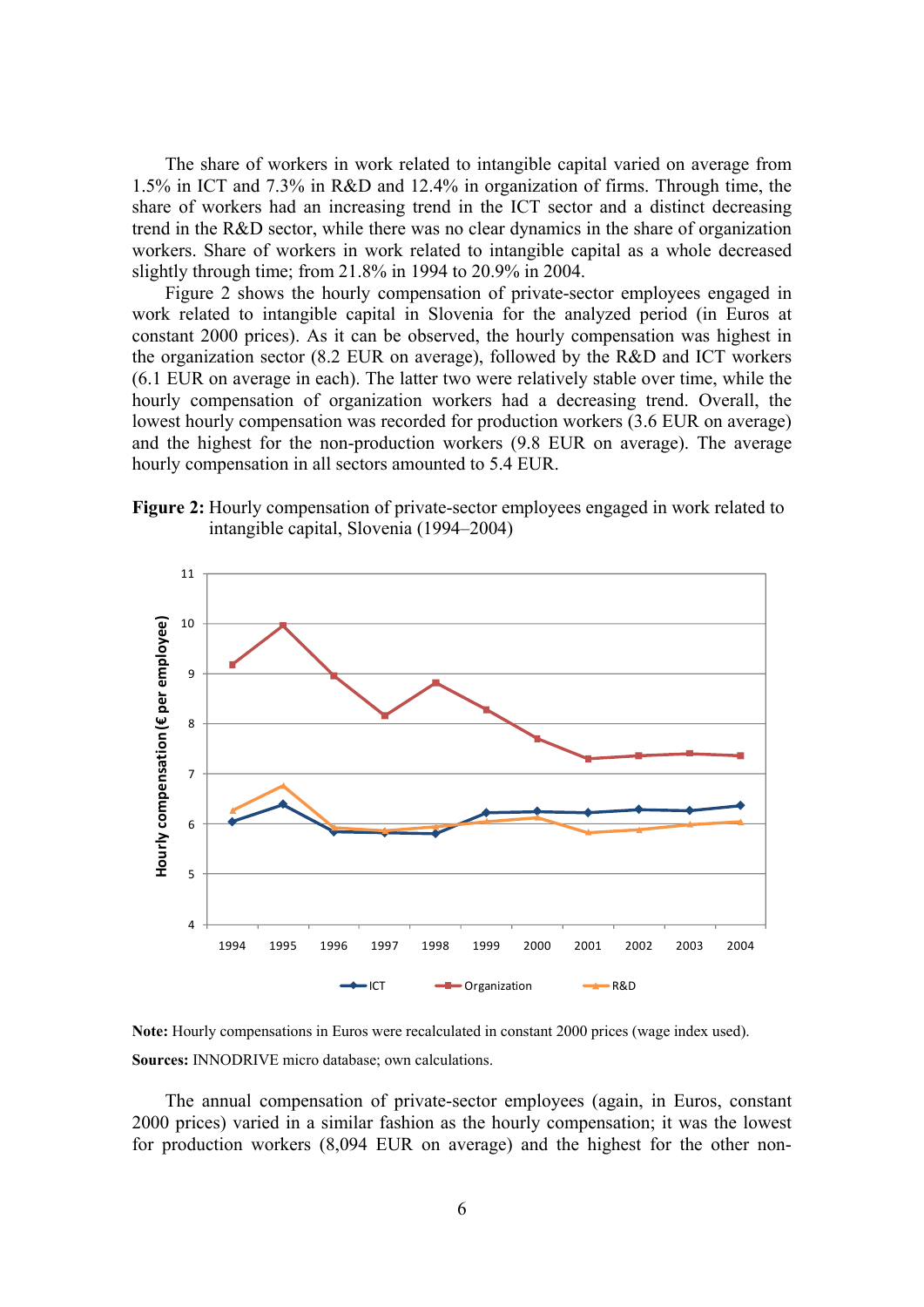The share of workers in work related to intangible capital varied on average from 1.5% in ICT and 7.3% in R&D and 12.4% in organization of firms. Through time, the share of workers had an increasing trend in the ICT sector and a distinct decreasing trend in the R&D sector, while there was no clear dynamics in the share of organization workers. Share of workers in work related to intangible capital as a whole decreased slightly through time; from 21.8% in 1994 to 20.9% in 2004.

Figure 2 shows the hourly compensation of private-sector employees engaged in work related to intangible capital in Slovenia for the analyzed period (in Euros at constant 2000 prices). As it can be observed, the hourly compensation was highest in the organization sector (8.2 EUR on average), followed by the R&D and ICT workers (6.1 EUR on average in each). The latter two were relatively stable over time, while the hourly compensation of organization workers had a decreasing trend. Overall, the lowest hourly compensation was recorded for production workers (3.6 EUR on average) and the highest for the non-production workers (9.8 EUR on average). The average hourly compensation in all sectors amounted to 5.4 EUR.

**Figure 2:** Hourly compensation of private-sector employees engaged in work related to intangible capital, Slovenia (1994–2004)

**Note:** Hourly compensations in Euros were recalculated in constant 2000 prices (wage index used).

**Sources:** INNODRIVE micro database; own calculations.

The annual compensation of private-sector employees (again, in Euros, constant 2000 prices) varied in a similar fashion as the hourly compensation; it was the lowest for production workers (8,094 EUR on average) and the highest for the other non-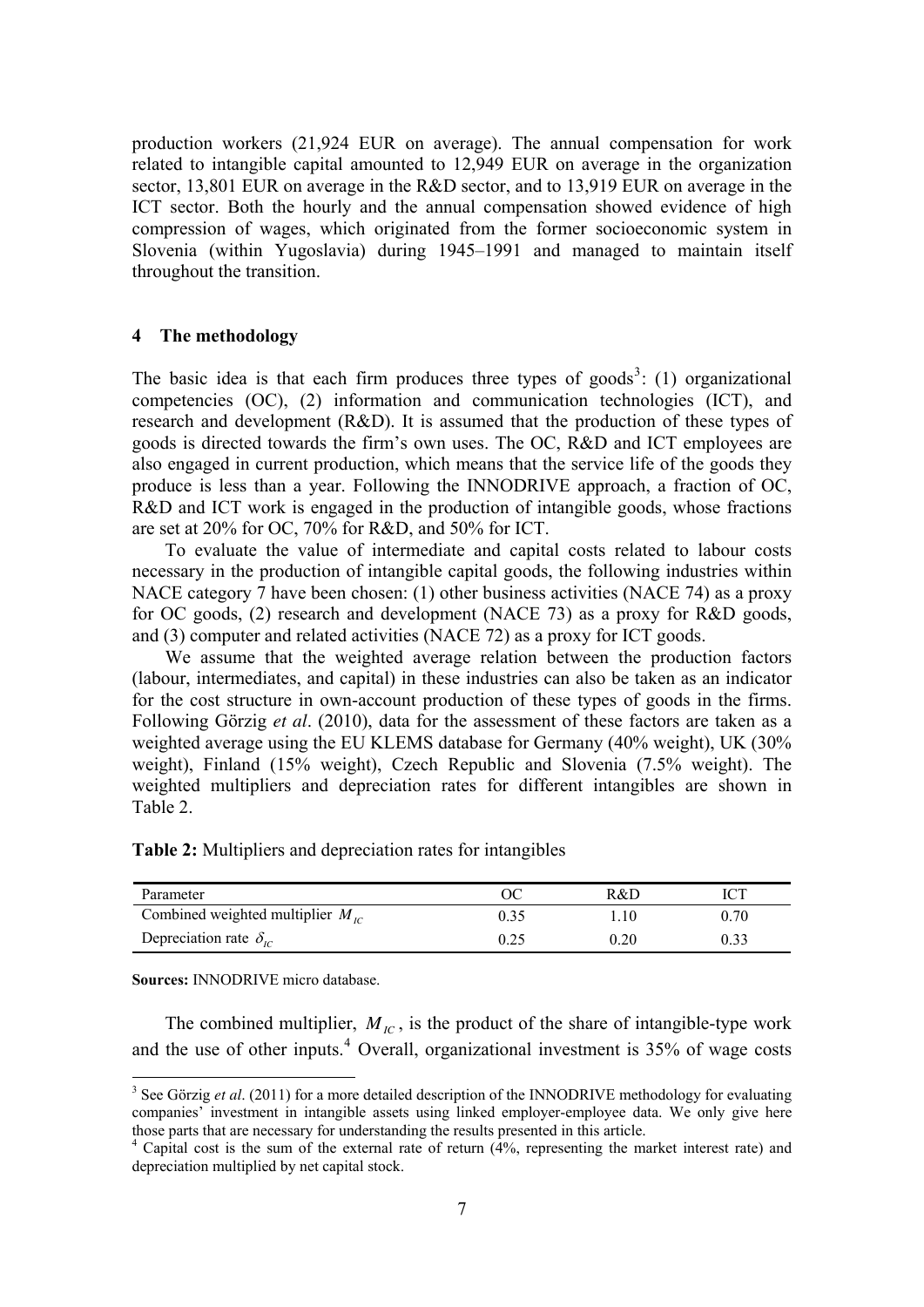production workers (21,924 EUR on average). The annual compensation for work related to intangible capital amounted to 12,949 EUR on average in the organization sector, 13,801 EUR on average in the R&D sector, and to 13,919 EUR on average in the ICT sector. Both the hourly and the annual compensation showed evidence of high compression of wages, which originated from the former socioeconomic system in Slovenia (within Yugoslavia) during 1945–1991 and managed to maintain itself throughout the transition.

## 4 The methodology

The basic idea is that each firm produces three types of goods[3]: (1) organizational competencies (OC), (2) information and communication technologies (ICT), and research and development (R&D). It is assumed that the production of these types of goods is directed towards the firm's own uses. The OC, R&D and ICT employees are also engaged in current production, which means that the service life of the goods they produce is less than a year. Following the INNODRIVE approach, a fraction of OC, R&D and ICT work is engaged in the production of intangible goods, whose fractions are set at 20% for OC, 70% for R&D, and 50% for ICT.

To evaluate the value of intermediate and capital costs related to labour costs necessary in the production of intangible capital goods, the following industries within NACE category 7 have been chosen: (1) other business activities (NACE 74) as a proxy for OC goods, (2) research and development (NACE 73) as a proxy for R&D goods, and (3) computer and related activities (NACE 72) as a proxy for ICT goods.

We assume that the weighted average relation between the production factors (labour, intermediates, and capital) in these industries can also be taken as an indicator for the cost structure in own-account production of these types of goods in the firms. Following Görzig *et al*. (2010), data for the assessment of these factors are taken as a weighted average using the EU KLEMS database for Germany (40% weight), UK (30% weight), Finland (15% weight), Czech Republic and Slovenia (7.5% weight). The weighted multipliers and depreciation rates for different intangibles are shown in Table 2.

**Table 2:** Multipliers and depreciation rates for intangibles

| Parameter | OC | R&D | ICT |
|---|---|---|---|
| Combined weighted multiplier $M_{IC}$ | 0.35 | 1.10 | 0.70 |
| Depreciation rate $\delta_{IC}$ | 0.25 | 0.20 | 0.33 |

**Sources:** INNODRIVE micro database.

The combined multiplier, $M_{IC}$, is the product of the share of intangible-type work and the use of other inputs.[4] Overall, organizational investment is 35% of wage costs

[3] See Görzig *et al*. (2011) for a more detailed description of the INNODRIVE methodology for evaluating companies' investment in intangible assets using linked employer-employee data. We only give here those parts that are necessary for understanding the results presented in this article.

[4] Capital cost is the sum of the external rate of return (4%, representing the market interest rate) and depreciation multiplied by net capital stock.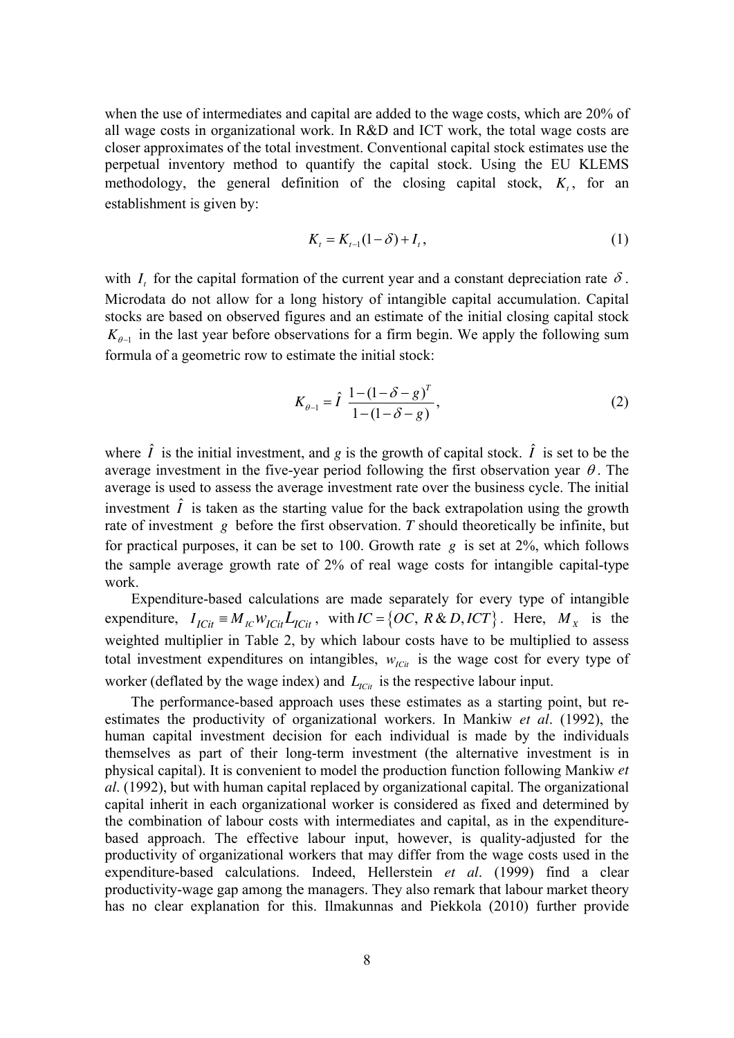when the use of intermediates and capital are added to the wage costs, which are 20% of all wage costs in organizational work. In R&D and ICT work, the total wage costs are closer approximates of the total investment. Conventional capital stock estimates use the perpetual inventory method to quantify the capital stock. Using the EU KLEMS methodology, the general definition of the closing capital stock, $K_t$, for an establishment is given by:

$$K_t = K_{t-1}(1-\delta) + I_t, \tag{1}$$

with $I_t$ for the capital formation of the current year and a constant depreciation rate $\delta$. Microdata do not allow for a long history of intangible capital accumulation. Capital stocks are based on observed figures and an estimate of the initial closing capital stock $K_{\theta-1}$ in the last year before observations for a firm begin. We apply the following sum formula of a geometric row to estimate the initial stock:

$$K_{\theta-1} = \hat{I}\ \frac{1-(1-\delta-g)^T}{1-(1-\delta-g)}, \tag{2}$$

where $\hat{I}$ is the initial investment, and *g* is the growth of capital stock. $\hat{I}$ is set to be the average investment in the five-year period following the first observation year $\theta$. The average is used to assess the average investment rate over the business cycle. The initial investment $\hat{I}$ is taken as the starting value for the back extrapolation using the growth rate of investment $g$ before the first observation. *T* should theoretically be infinite, but for practical purposes, it can be set to 100. Growth rate $g$ is set at 2%, which follows the sample average growth rate of 2% of real wage costs for intangible capital-type work.

Expenditure-based calculations are made separately for every type of intangible expenditure, $I_{ICit} \equiv M_{IC} w_{ICit} L_{ICit}$, with $IC = \{OC,\ R\&D, ICT\}$. Here, $M_X$ is the weighted multiplier in Table 2, by which labour costs have to be multiplied to assess total investment expenditures on intangibles, $w_{ICit}$ is the wage cost for every type of worker (deflated by the wage index) and $L_{ICit}$ is the respective labour input.

The performance-based approach uses these estimates as a starting point, but re-estimates the productivity of organizational workers. In Mankiw *et al*. (1992), the human capital investment decision for each individual is made by the individuals themselves as part of their long-term investment (the alternative investment is in physical capital). It is convenient to model the production function following Mankiw *et al*. (1992), but with human capital replaced by organizational capital. The organizational capital inherit in each organizational worker is considered as fixed and determined by the combination of labour costs with intermediates and capital, as in the expenditure-based approach. The effective labour input, however, is quality-adjusted for the productivity of organizational workers that may differ from the wage costs used in the expenditure-based calculations. Indeed, Hellerstein *et al*. (1999) find a clear productivity-wage gap among the managers. They also remark that labour market theory has no clear explanation for this. Ilmakunnas and Piekkola (2010) further provide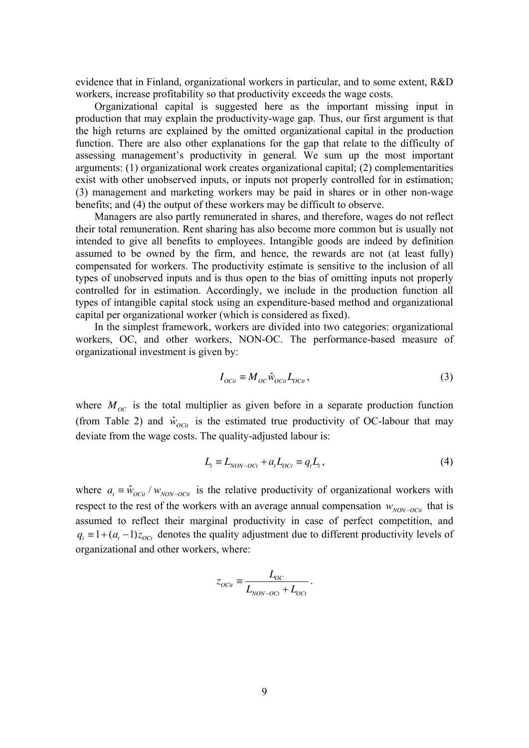evidence that in Finland, organizational workers in particular, and to some extent, R&D workers, increase profitability so that productivity exceeds the wage costs.

Organizational capital is suggested here as the important missing input in production that may explain the productivity-wage gap. Thus, our first argument is that the high returns are explained by the omitted organizational capital in the production function. There are also other explanations for the gap that relate to the difficulty of assessing management's productivity in general. We sum up the most important arguments: (1) organizational work creates organizational capital; (2) complementarities exist with other unobserved inputs, or inputs not properly controlled for in estimation; (3) management and marketing workers may be paid in shares or in other non-wage benefits; and (4) the output of these workers may be difficult to observe.

Managers are also partly remunerated in shares, and therefore, wages do not reflect their total remuneration. Rent sharing has also become more common but is usually not intended to give all benefits to employees. Intangible goods are indeed by definition assumed to be owned by the firm, and hence, the rewards are not (at least fully) compensated for workers. The productivity estimate is sensitive to the inclusion of all types of unobserved inputs and is thus open to the bias of omitting inputs not properly controlled for in estimation. Accordingly, we include in the production function all types of intangible capital stock using an expenditure-based method and organizational capital per organizational worker (which is considered as fixed).

In the simplest framework, workers are divided into two categories: organizational workers, OC, and other workers, NON-OC. The performance-based measure of organizational investment is given by:

$$I_{OCit} \equiv M_{OC} \hat{w}_{OCit} L_{OCit}, \tag{3}$$

where $M_{OC}$ is the total multiplier as given before in a separate production function (from Table 2) and $\hat{w}_{OCit}$ is the estimated true productivity of OC-labour that may deviate from the wage costs. The quality-adjusted labour is:

$$L_t \equiv L_{NON-OCt} + a_t L_{OCt} \equiv q_t L_t, \tag{4}$$

where $a_t \equiv \hat{w}_{OCit} / w_{NON-OCit}$ is the relative productivity of organizational workers with respect to the rest of the workers with an average annual compensation $w_{NON-OCit}$ that is assumed to reflect their marginal productivity in case of perfect competition, and $q_t \equiv 1 + (a_t - 1) z_{OCt}$ denotes the quality adjustment due to different productivity levels of organizational and other workers, where:

$$z_{OCit} \equiv \frac{L_{OC}}{L_{NON-OCt} + L_{OCt}}.$$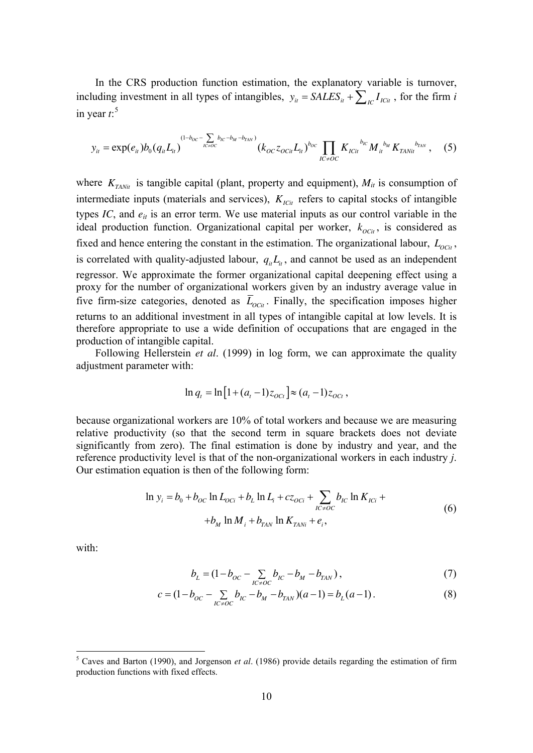In the CRS production function estimation, the explanatory variable is turnover, including investment in all types of intangibles, $y_{it} = SALES_{it} + \sum_{IC} I_{ICit}$, for the firm *i* in year *t*:[5]

$$y_{it} = \exp(e_{it}) b_0 (q_{it} L_{it})^{(1 - b_{OC} - \sum_{IC \neq OC} b_{IC} - b_M - b_{TAN})} (k_{OC} z_{OCit} L_{it})^{b_{OC}} \prod_{IC \neq OC} K_{ICit}^{b_{IC}} M_{it}^{b_M} K_{TANit}^{b_{TAN}}, \quad (5)$$

where $K_{TANit}$ is tangible capital (plant, property and equipment), $M_{it}$ is consumption of intermediate inputs (materials and services), $K_{ICit}$ refers to capital stocks of intangible types *IC*, and $e_{it}$ is an error term. We use material inputs as our control variable in the ideal production function. Organizational capital per worker, $k_{OCit}$, is considered as fixed and hence entering the constant in the estimation. The organizational labour, $L_{OCit}$, is correlated with quality-adjusted labour, $q_{it} L_{it}$, and cannot be used as an independent regressor. We approximate the former organizational capital deepening effect using a proxy for the number of organizational workers given by an industry average value in five firm-size categories, denoted as $\bar{L}_{OCit}$. Finally, the specification imposes higher returns to an additional investment in all types of intangible capital at low levels. It is therefore appropriate to use a wide definition of occupations that are engaged in the production of intangible capital.

Following Hellerstein *et al*. (1999) in log form, we can approximate the quality adjustment parameter with:

$$\ln q_t = \ln\left[1 + (a_t - 1) z_{OCt}\right] \approx (a_t - 1) z_{OCt},$$

because organizational workers are 10% of total workers and because we are measuring relative productivity (so that the second term in square brackets does not deviate significantly from zero). The final estimation is done by industry and year, and the reference productivity level is that of the non-organizational workers in each industry *j*. Our estimation equation is then of the following form:

$$\begin{aligned} \ln y_i = b_0 + b_{OC} \ln L_{OCi} + b_L \ln L_i + c z_{OCi} + \sum_{IC \neq OC} b_{IC} \ln K_{ICi} + \\ + b_M \ln M_i + b_{TAN} \ln K_{TANi} + e_i, \end{aligned} \quad (6)$$

with:

$$b_L = (1 - b_{OC} - \sum_{IC \neq OC} b_{IC} - b_M - b_{TAN}), \quad (7)$$

$$c = (1 - b_{OC} - \sum_{IC \neq OC} b_{IC} - b_M - b_{TAN})(a - 1) = b_L (a - 1). \quad (8)$$

[5] Caves and Barton (1990), and Jorgenson *et al*. (1986) provide details regarding the estimation of firm production functions with fixed effects.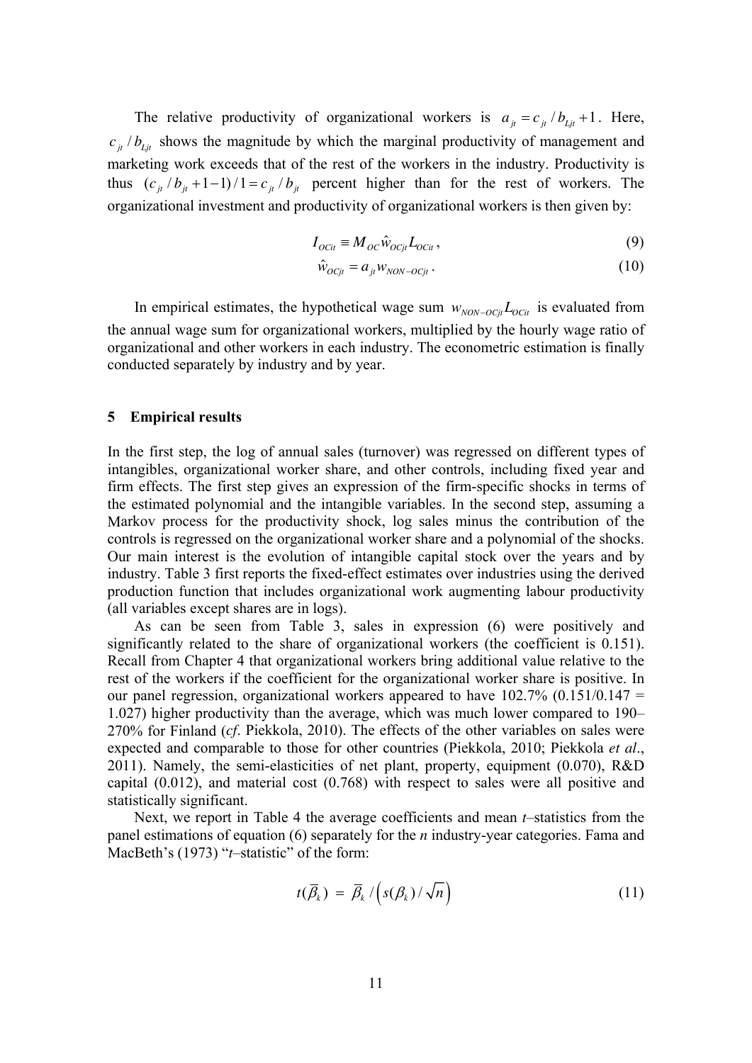The relative productivity of organizational workers is $a_{jt} = c_{jt} / b_{Ljt} + 1$. Here, $c_{jt} / b_{Ljt}$ shows the magnitude by which the marginal productivity of management and marketing work exceeds that of the rest of the workers in the industry. Productivity is thus $(c_{jt} / b_{jt} + 1 - 1) / 1 = c_{jt} / b_{jt}$ percent higher than for the rest of workers. The organizational investment and productivity of organizational workers is then given by:

$$I_{OCit} \equiv M_{OC} \hat{w}_{OCjt} L_{OCit}, \tag{9}$$

$$\hat{w}_{OCjt} = a_{jt} w_{NON-OCjt}. \tag{10}$$

In empirical estimates, the hypothetical wage sum $w_{NON-OCjt} L_{OCit}$ is evaluated from the annual wage sum for organizational workers, multiplied by the hourly wage ratio of organizational and other workers in each industry. The econometric estimation is finally conducted separately by industry and by year.

## 5 Empirical results

In the first step, the log of annual sales (turnover) was regressed on different types of intangibles, organizational worker share, and other controls, including fixed year and firm effects. The first step gives an expression of the firm-specific shocks in terms of the estimated polynomial and the intangible variables. In the second step, assuming a Markov process for the productivity shock, log sales minus the contribution of the controls is regressed on the organizational worker share and a polynomial of the shocks. Our main interest is the evolution of intangible capital stock over the years and by industry. Table 3 first reports the fixed-effect estimates over industries using the derived production function that includes organizational work augmenting labour productivity (all variables except shares are in logs).

As can be seen from Table 3, sales in expression (6) were positively and significantly related to the share of organizational workers (the coefficient is 0.151). Recall from Chapter 4 that organizational workers bring additional value relative to the rest of the workers if the coefficient for the organizational worker share is positive. In our panel regression, organizational workers appeared to have 102.7% (0.151/0.147 = 1.027) higher productivity than the average, which was much lower compared to 190–270% for Finland (*cf*. Piekkola, 2010). The effects of the other variables on sales were expected and comparable to those for other countries (Piekkola, 2010; Piekkola *et al*., 2011). Namely, the semi-elasticities of net plant, property, equipment (0.070), R&D capital (0.012), and material cost (0.768) with respect to sales were all positive and statistically significant.

Next, we report in Table 4 the average coefficients and mean *t*–statistics from the panel estimations of equation (6) separately for the *n* industry-year categories. Fama and MacBeth's (1973) "*t*–statistic" of the form:

$$t(\overline{\beta}_k) = \overline{\beta}_k / \left( s(\beta_k) / \sqrt{n} \right) \tag{11}$$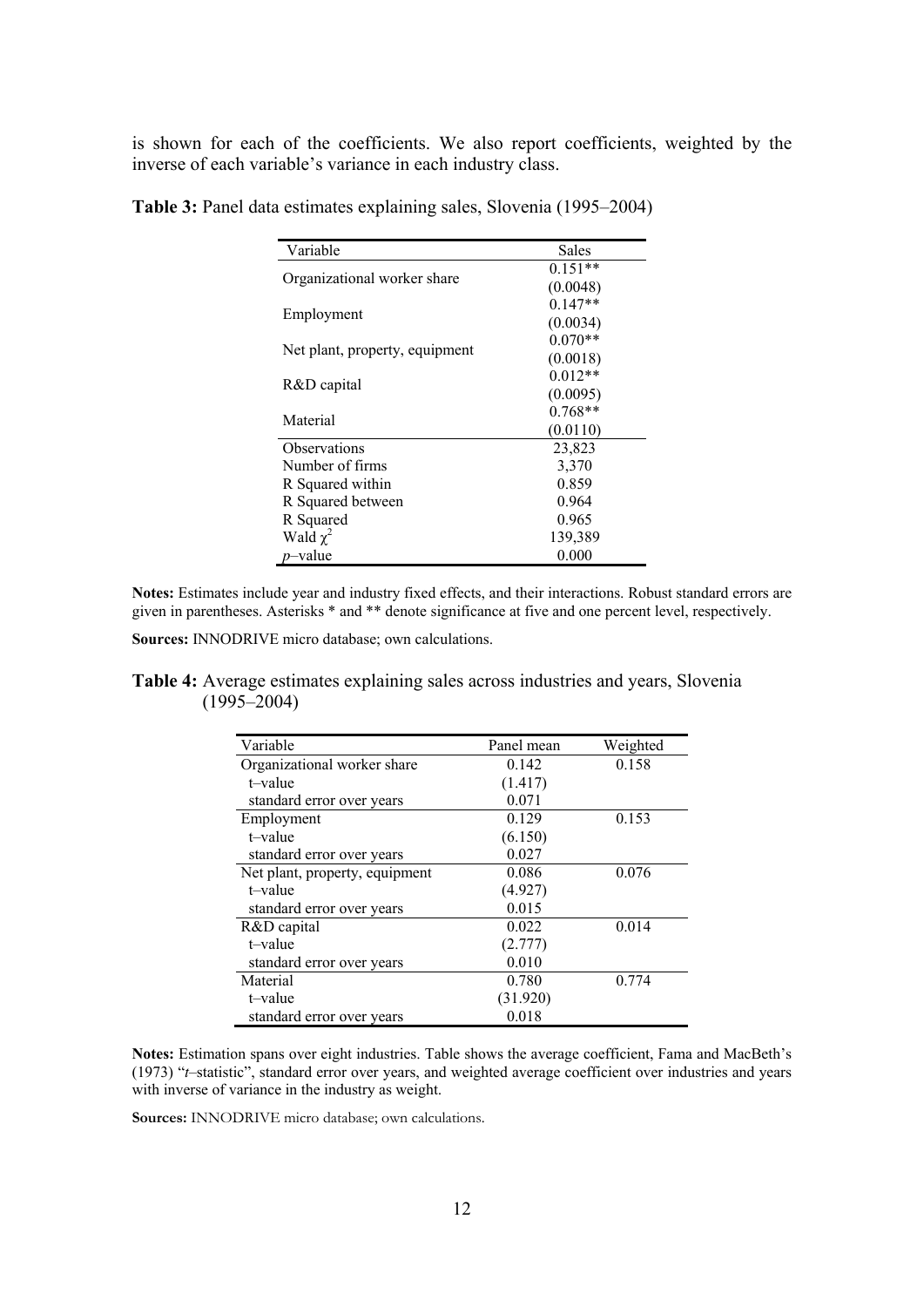is shown for each of the coefficients. We also report coefficients, weighted by the inverse of each variable's variance in each industry class.

**Table 3:** Panel data estimates explaining sales, Slovenia (1995–2004)

| Variable | Sales |
|---|---|
| Organizational worker share | 0.151** |
| | (0.0048) |
| Employment | 0.147** |
| | (0.0034) |
| Net plant, property, equipment | 0.070** |
| | (0.0018) |
| R&D capital | 0.012** |
| | (0.0095) |
| Material | 0.768** |
| | (0.0110) |
| Observations | 23,823 |
| Number of firms | 3,370 |
| R Squared within | 0.859 |
| R Squared between | 0.964 |
| R Squared | 0.965 |
| Wald $\chi^2$ | 139,389 |
| *p*–value | 0.000 |

**Notes:** Estimates include year and industry fixed effects, and their interactions. Robust standard errors are given in parentheses. Asterisks * and ** denote significance at five and one percent level, respectively.

**Sources:** INNODRIVE micro database; own calculations.

**Table 4:** Average estimates explaining sales across industries and years, Slovenia (1995–2004)

| Variable | Panel mean | Weighted |
|---|---|---|
| Organizational worker share | 0.142 | 0.158 |
| t–value | (1.417) | |
| standard error over years | 0.071 | |
| Employment | 0.129 | 0.153 |
| t–value | (6.150) | |
| standard error over years | 0.027 | |
| Net plant, property, equipment | 0.086 | 0.076 |
| t–value | (4.927) | |
| standard error over years | 0.015 | |
| R&D capital | 0.022 | 0.014 |
| t–value | (2.777) | |
| standard error over years | 0.010 | |
| Material | 0.780 | 0.774 |
| t–value | (31.920) | |
| standard error over years | 0.018 | |

**Notes:** Estimation spans over eight industries. Table shows the average coefficient, Fama and MacBeth's (1973) "*t*–statistic", standard error over years, and weighted average coefficient over industries and years with inverse of variance in the industry as weight.

**Sources:** INNODRIVE micro database; own calculations.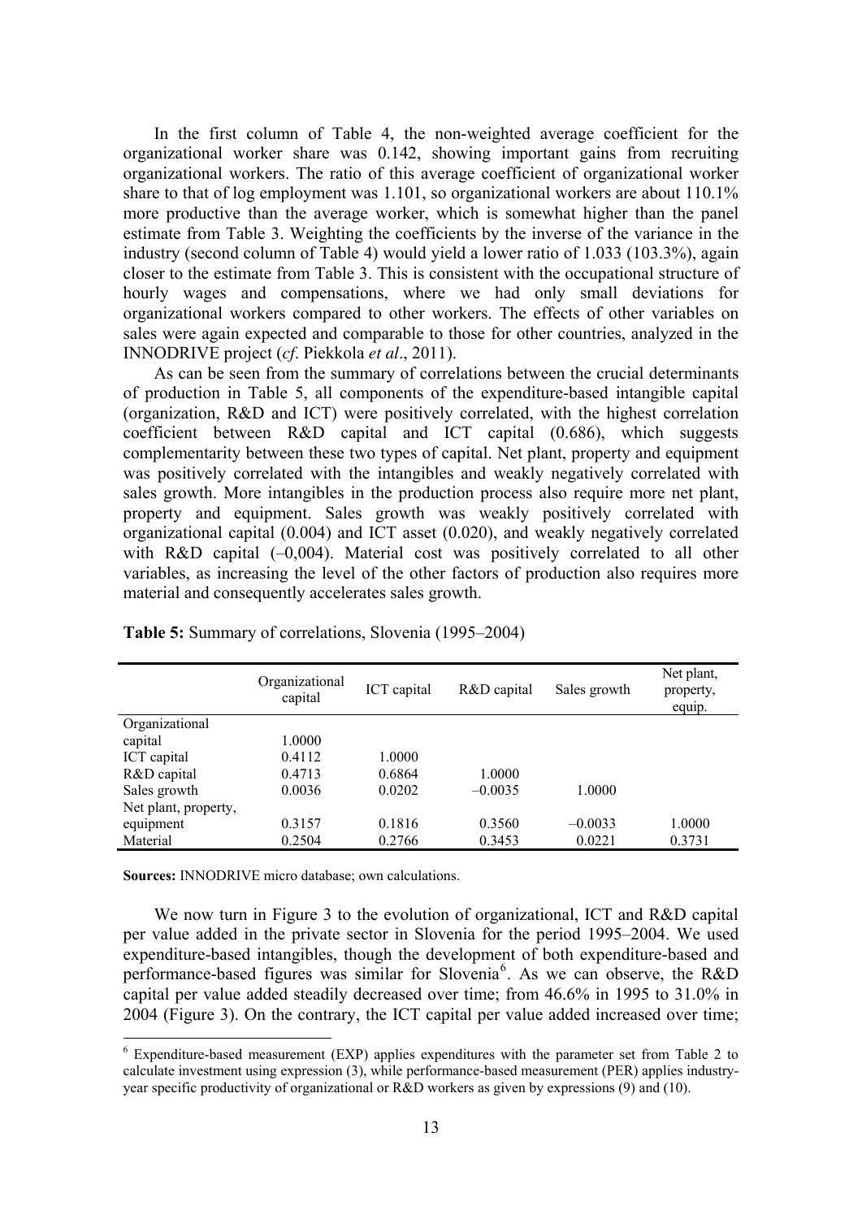In the first column of Table 4, the non-weighted average coefficient for the organizational worker share was 0.142, showing important gains from recruiting organizational workers. The ratio of this average coefficient of organizational worker share to that of log employment was 1.101, so organizational workers are about 110.1% more productive than the average worker, which is somewhat higher than the panel estimate from Table 3. Weighting the coefficients by the inverse of the variance in the industry (second column of Table 4) would yield a lower ratio of 1.033 (103.3%), again closer to the estimate from Table 3. This is consistent with the occupational structure of hourly wages and compensations, where we had only small deviations for organizational workers compared to other workers. The effects of other variables on sales were again expected and comparable to those for other countries, analyzed in the INNODRIVE project (*cf*. Piekkola *et al*., 2011).

As can be seen from the summary of correlations between the crucial determinants of production in Table 5, all components of the expenditure-based intangible capital (organization, R&D and ICT) were positively correlated, with the highest correlation coefficient between R&D capital and ICT capital (0.686), which suggests complementarity between these two types of capital. Net plant, property and equipment was positively correlated with the intangibles and weakly negatively correlated with sales growth. More intangibles in the production process also require more net plant, property and equipment. Sales growth was weakly positively correlated with organizational capital (0.004) and ICT asset (0.020), and weakly negatively correlated with R&D capital (–0,004). Material cost was positively correlated to all other variables, as increasing the level of the other factors of production also requires more material and consequently accelerates sales growth.

**Table 5:** Summary of correlations, Slovenia (1995–2004)

| | Organizational capital | ICT capital | R&D capital | Sales growth | Net plant, property, equip. |
|---|---|---|---|---|---|
| Organizational capital | 1.0000 | | | | |
| ICT capital | 0.4112 | 1.0000 | | | |
| R&D capital | 0.4713 | 0.6864 | 1.0000 | | |
| Sales growth | 0.0036 | 0.0202 | –0.0035 | 1.0000 | |
| Net plant, property, equipment | 0.3157 | 0.1816 | 0.3560 | –0.0033 | 1.0000 |
| Material | 0.2504 | 0.2766 | 0.3453 | 0.0221 | 0.3731 |

**Sources:** INNODRIVE micro database; own calculations.

We now turn in Figure 3 to the evolution of organizational, ICT and R&D capital per value added in the private sector in Slovenia for the period 1995–2004. We used expenditure-based intangibles, though the development of both expenditure-based and performance-based figures was similar for Slovenia[6]. As we can observe, the R&D capital per value added steadily decreased over time; from 46.6% in 1995 to 31.0% in 2004 (Figure 3). On the contrary, the ICT capital per value added increased over time;

[6] Expenditure-based measurement (EXP) applies expenditures with the parameter set from Table 2 to calculate investment using expression (3), while performance-based measurement (PER) applies industry-year specific productivity of organizational or R&D workers as given by expressions (9) and (10).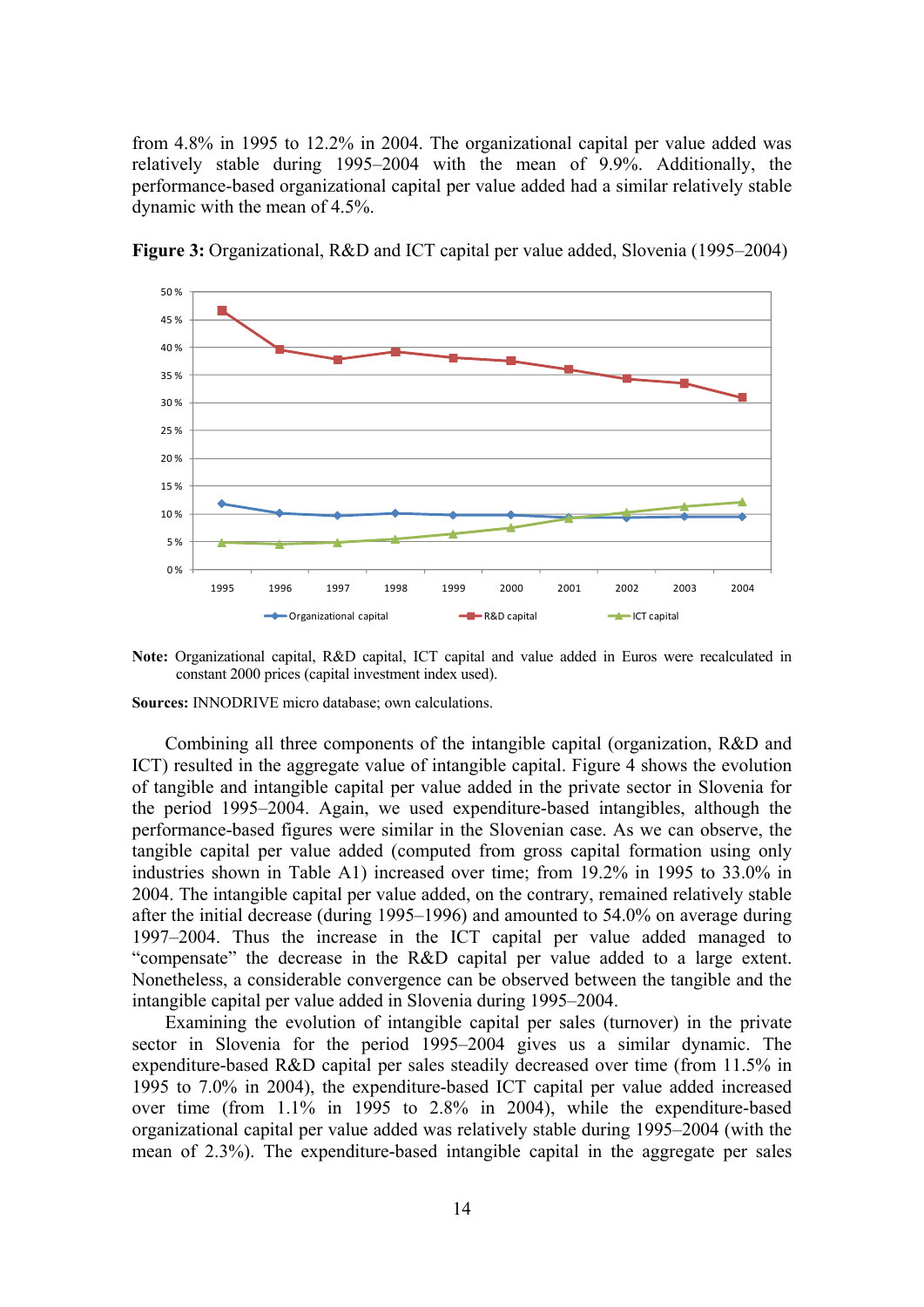from 4.8% in 1995 to 12.2% in 2004. The organizational capital per value added was relatively stable during 1995–2004 with the mean of 9.9%. Additionally, the performance-based organizational capital per value added had a similar relatively stable dynamic with the mean of 4.5%.

**Figure 3:** Organizational, R&D and ICT capital per value added, Slovenia (1995–2004)

**Note:** Organizational capital, R&D capital, ICT capital and value added in Euros were recalculated in constant 2000 prices (capital investment index used).

**Sources:** INNODRIVE micro database; own calculations.

Combining all three components of the intangible capital (organization, R&D and ICT) resulted in the aggregate value of intangible capital. Figure 4 shows the evolution of tangible and intangible capital per value added in the private sector in Slovenia for the period 1995–2004. Again, we used expenditure-based intangibles, although the performance-based figures were similar in the Slovenian case. As we can observe, the tangible capital per value added (computed from gross capital formation using only industries shown in Table A1) increased over time; from 19.2% in 1995 to 33.0% in 2004. The intangible capital per value added, on the contrary, remained relatively stable after the initial decrease (during 1995–1996) and amounted to 54.0% on average during 1997–2004. Thus the increase in the ICT capital per value added managed to "compensate" the decrease in the R&D capital per value added to a large extent. Nonetheless, a considerable convergence can be observed between the tangible and the intangible capital per value added in Slovenia during 1995–2004.

Examining the evolution of intangible capital per sales (turnover) in the private sector in Slovenia for the period 1995–2004 gives us a similar dynamic. The expenditure-based R&D capital per sales steadily decreased over time (from 11.5% in 1995 to 7.0% in 2004), the expenditure-based ICT capital per value added increased over time (from 1.1% in 1995 to 2.8% in 2004), while the expenditure-based organizational capital per value added was relatively stable during 1995–2004 (with the mean of 2.3%). The expenditure-based intangible capital in the aggregate per sales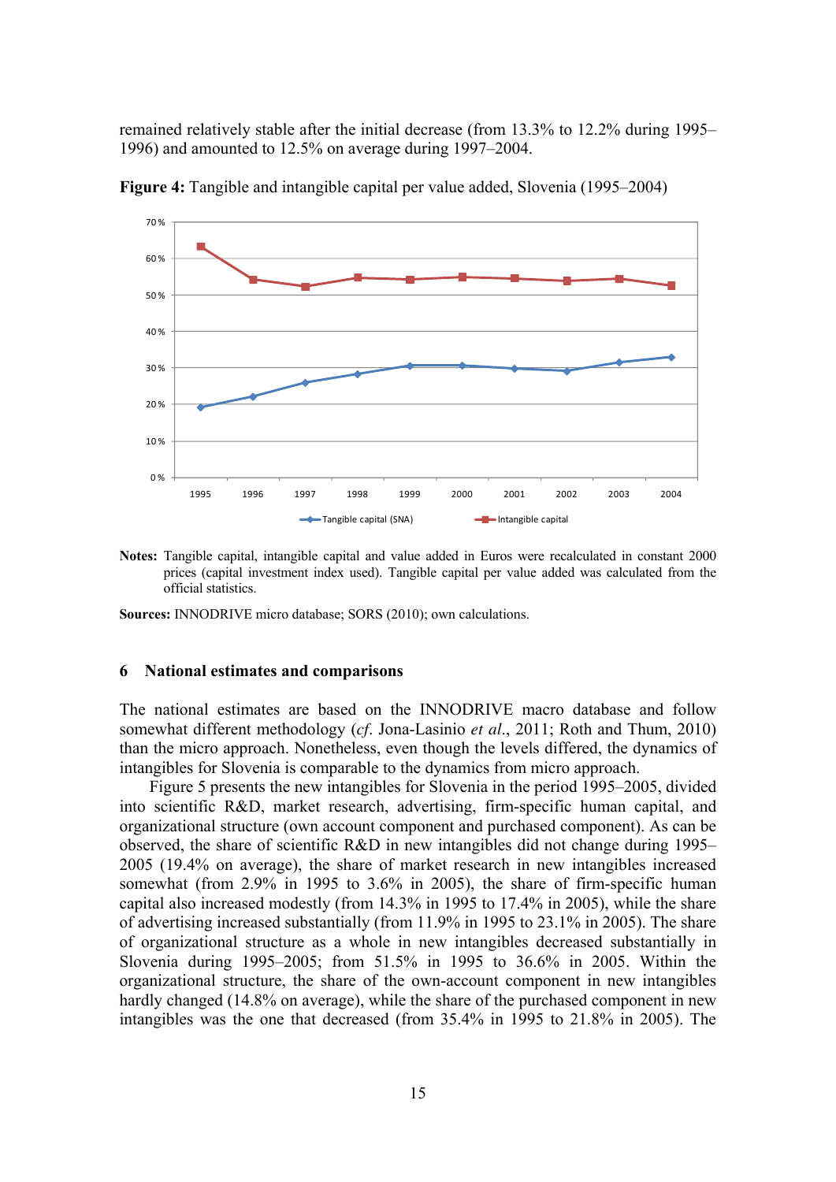remained relatively stable after the initial decrease (from 13.3% to 12.2% during 1995–1996) and amounted to 12.5% on average during 1997–2004.

**Figure 4:** Tangible and intangible capital per value added, Slovenia (1995–2004)

**Notes:** Tangible capital, intangible capital and value added in Euros were recalculated in constant 2000 prices (capital investment index used). Tangible capital per value added was calculated from the official statistics.

**Sources:** INNODRIVE micro database; SORS (2010); own calculations.

## 6 National estimates and comparisons

The national estimates are based on the INNODRIVE macro database and follow somewhat different methodology (*cf*. Jona-Lasinio *et al*., 2011; Roth and Thum, 2010) than the micro approach. Nonetheless, even though the levels differed, the dynamics of intangibles for Slovenia is comparable to the dynamics from micro approach.

Figure 5 presents the new intangibles for Slovenia in the period 1995–2005, divided into scientific R&D, market research, advertising, firm-specific human capital, and organizational structure (own account component and purchased component). As can be observed, the share of scientific R&D in new intangibles did not change during 1995–2005 (19.4% on average), the share of market research in new intangibles increased somewhat (from 2.9% in 1995 to 3.6% in 2005), the share of firm-specific human capital also increased modestly (from 14.3% in 1995 to 17.4% in 2005), while the share of advertising increased substantially (from 11.9% in 1995 to 23.1% in 2005). The share of organizational structure as a whole in new intangibles decreased substantially in Slovenia during 1995–2005; from 51.5% in 1995 to 36.6% in 2005. Within the organizational structure, the share of the own-account component in new intangibles hardly changed (14.8% on average), while the share of the purchased component in new intangibles was the one that decreased (from 35.4% in 1995 to 21.8% in 2005). The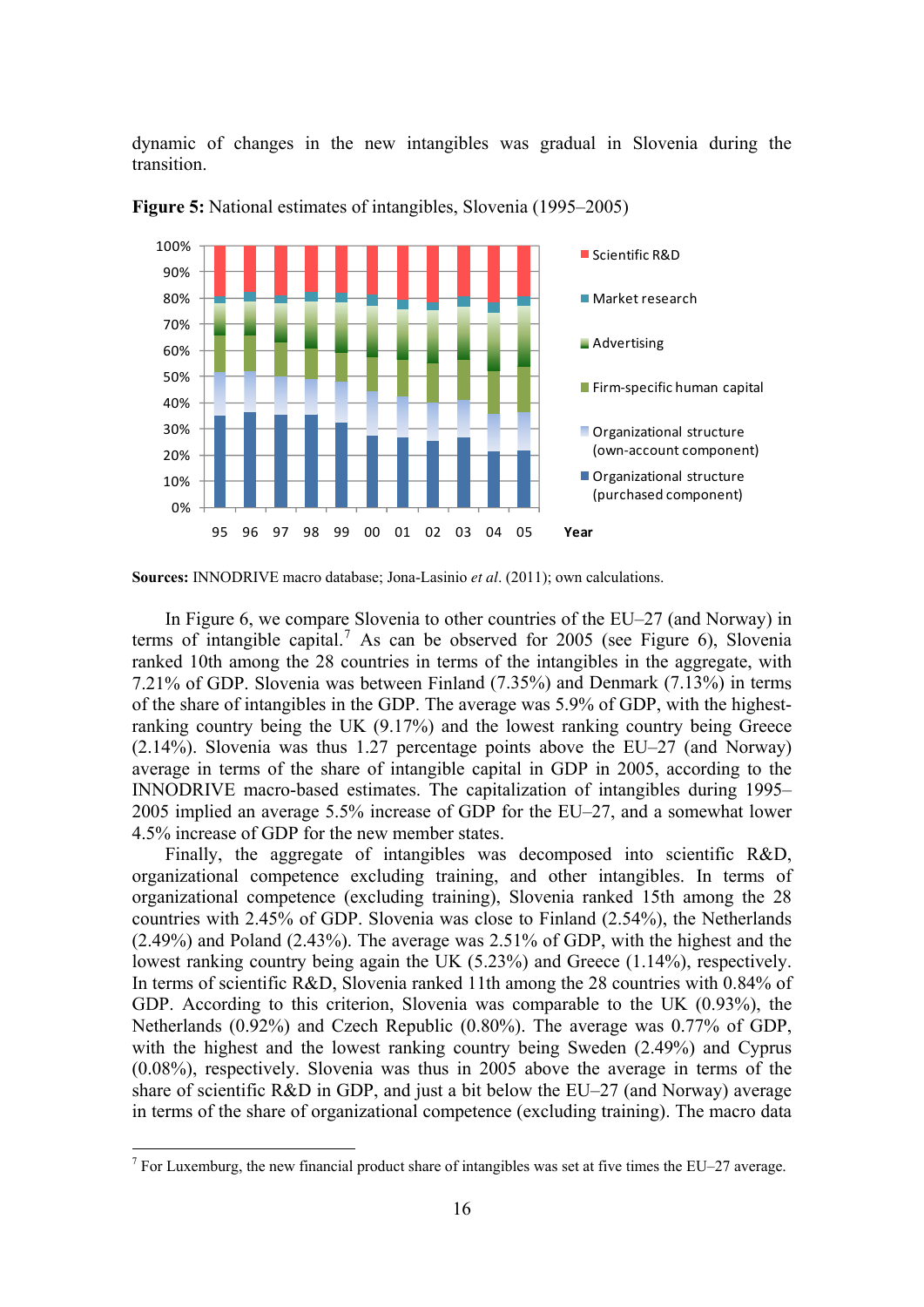dynamic of changes in the new intangibles was gradual in Slovenia during the transition.

**Figure 5:** National estimates of intangibles, Slovenia (1995–2005)

**Sources:** INNODRIVE macro database; Jona-Lasinio *et al*. (2011); own calculations.

In Figure 6, we compare Slovenia to other countries of the EU–27 (and Norway) in terms of intangible capital.[7] As can be observed for 2005 (see Figure 6), Slovenia ranked 10th among the 28 countries in terms of the intangibles in the aggregate, with 7.21% of GDP. Slovenia was between Finland (7.35%) and Denmark (7.13%) in terms of the share of intangibles in the GDP. The average was 5.9% of GDP, with the highest-ranking country being the UK (9.17%) and the lowest ranking country being Greece (2.14%). Slovenia was thus 1.27 percentage points above the EU–27 (and Norway) average in terms of the share of intangible capital in GDP in 2005, according to the INNODRIVE macro-based estimates. The capitalization of intangibles during 1995–2005 implied an average 5.5% increase of GDP for the EU–27, and a somewhat lower 4.5% increase of GDP for the new member states.

Finally, the aggregate of intangibles was decomposed into scientific R&D, organizational competence excluding training, and other intangibles. In terms of organizational competence (excluding training), Slovenia ranked 15th among the 28 countries with 2.45% of GDP. Slovenia was close to Finland (2.54%), the Netherlands (2.49%) and Poland (2.43%). The average was 2.51% of GDP, with the highest and the lowest ranking country being again the UK (5.23%) and Greece (1.14%), respectively. In terms of scientific R&D, Slovenia ranked 11th among the 28 countries with 0.84% of GDP. According to this criterion, Slovenia was comparable to the UK (0.93%), the Netherlands (0.92%) and Czech Republic (0.80%). The average was 0.77% of GDP, with the highest and the lowest ranking country being Sweden (2.49%) and Cyprus (0.08%), respectively. Slovenia was thus in 2005 above the average in terms of the share of scientific R&D in GDP, and just a bit below the EU–27 (and Norway) average in terms of the share of organizational competence (excluding training). The macro data

[7] For Luxemburg, the new financial product share of intangibles was set at five times the EU–27 average.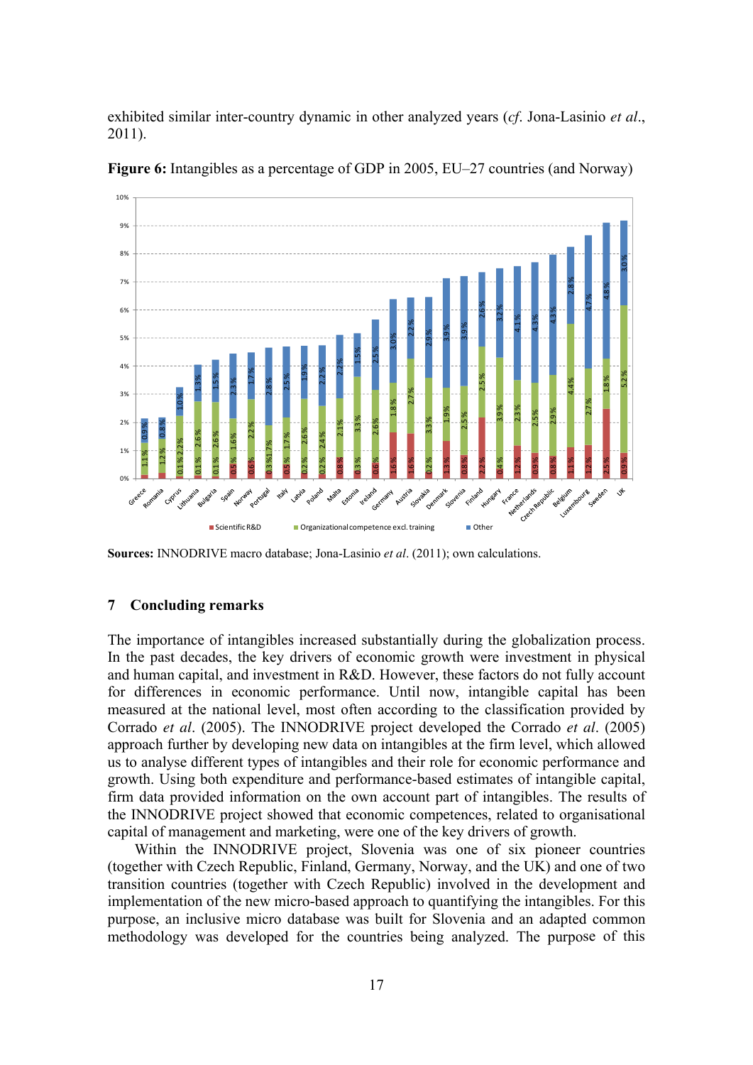exhibited similar inter-country dynamic in other analyzed years (*cf.* Jona-Lasinio *et al*., 2011).

**Figure 6:** Intangibles as a percentage of GDP in 2005, EU–27 countries (and Norway)

**Sources:** INNODRIVE macro database; Jona-Lasinio *et al*. (2011); own calculations.

## 7 Concluding remarks

The importance of intangibles increased substantially during the globalization process. In the past decades, the key drivers of economic growth were investment in physical and human capital, and investment in R&D. However, these factors do not fully account for differences in economic performance. Until now, intangible capital has been measured at the national level, most often according to the classification provided by Corrado *et al*. (2005). The INNODRIVE project developed the Corrado *et al*. (2005) approach further by developing new data on intangibles at the firm level, which allowed us to analyse different types of intangibles and their role for economic performance and growth. Using both expenditure and performance-based estimates of intangible capital, firm data provided information on the own account part of intangibles. The results of the INNODRIVE project showed that economic competences, related to organisational capital of management and marketing, were one of the key drivers of growth.

Within the INNODRIVE project, Slovenia was one of six pioneer countries (together with Czech Republic, Finland, Germany, Norway, and the UK) and one of two transition countries (together with Czech Republic) involved in the development and implementation of the new micro-based approach to quantifying the intangibles. For this purpose, an inclusive micro database was built for Slovenia and an adapted common methodology was developed for the countries being analyzed. The purpose of this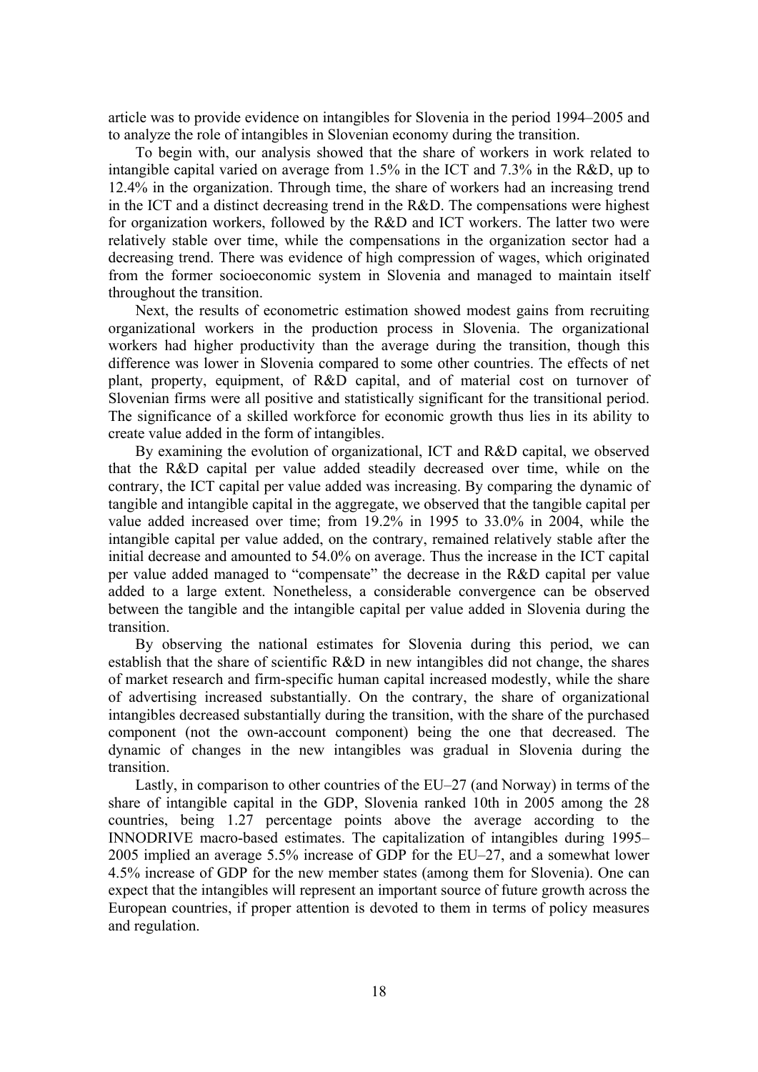article was to provide evidence on intangibles for Slovenia in the period 1994–2005 and to analyze the role of intangibles in Slovenian economy during the transition.

To begin with, our analysis showed that the share of workers in work related to intangible capital varied on average from 1.5% in the ICT and 7.3% in the R&D, up to 12.4% in the organization. Through time, the share of workers had an increasing trend in the ICT and a distinct decreasing trend in the R&D. The compensations were highest for organization workers, followed by the R&D and ICT workers. The latter two were relatively stable over time, while the compensations in the organization sector had a decreasing trend. There was evidence of high compression of wages, which originated from the former socioeconomic system in Slovenia and managed to maintain itself throughout the transition.

Next, the results of econometric estimation showed modest gains from recruiting organizational workers in the production process in Slovenia. The organizational workers had higher productivity than the average during the transition, though this difference was lower in Slovenia compared to some other countries. The effects of net plant, property, equipment, of R&D capital, and of material cost on turnover of Slovenian firms were all positive and statistically significant for the transitional period. The significance of a skilled workforce for economic growth thus lies in its ability to create value added in the form of intangibles.

By examining the evolution of organizational, ICT and R&D capital, we observed that the R&D capital per value added steadily decreased over time, while on the contrary, the ICT capital per value added was increasing. By comparing the dynamic of tangible and intangible capital in the aggregate, we observed that the tangible capital per value added increased over time; from 19.2% in 1995 to 33.0% in 2004, while the intangible capital per value added, on the contrary, remained relatively stable after the initial decrease and amounted to 54.0% on average. Thus the increase in the ICT capital per value added managed to "compensate" the decrease in the R&D capital per value added to a large extent. Nonetheless, a considerable convergence can be observed between the tangible and the intangible capital per value added in Slovenia during the transition.

By observing the national estimates for Slovenia during this period, we can establish that the share of scientific R&D in new intangibles did not change, the shares of market research and firm-specific human capital increased modestly, while the share of advertising increased substantially. On the contrary, the share of organizational intangibles decreased substantially during the transition, with the share of the purchased component (not the own-account component) being the one that decreased. The dynamic of changes in the new intangibles was gradual in Slovenia during the transition.

Lastly, in comparison to other countries of the EU–27 (and Norway) in terms of the share of intangible capital in the GDP, Slovenia ranked 10th in 2005 among the 28 countries, being 1.27 percentage points above the average according to the INNODRIVE macro-based estimates. The capitalization of intangibles during 1995–2005 implied an average 5.5% increase of GDP for the EU–27, and a somewhat lower 4.5% increase of GDP for the new member states (among them for Slovenia). One can expect that the intangibles will represent an important source of future growth across the European countries, if proper attention is devoted to them in terms of policy measures and regulation.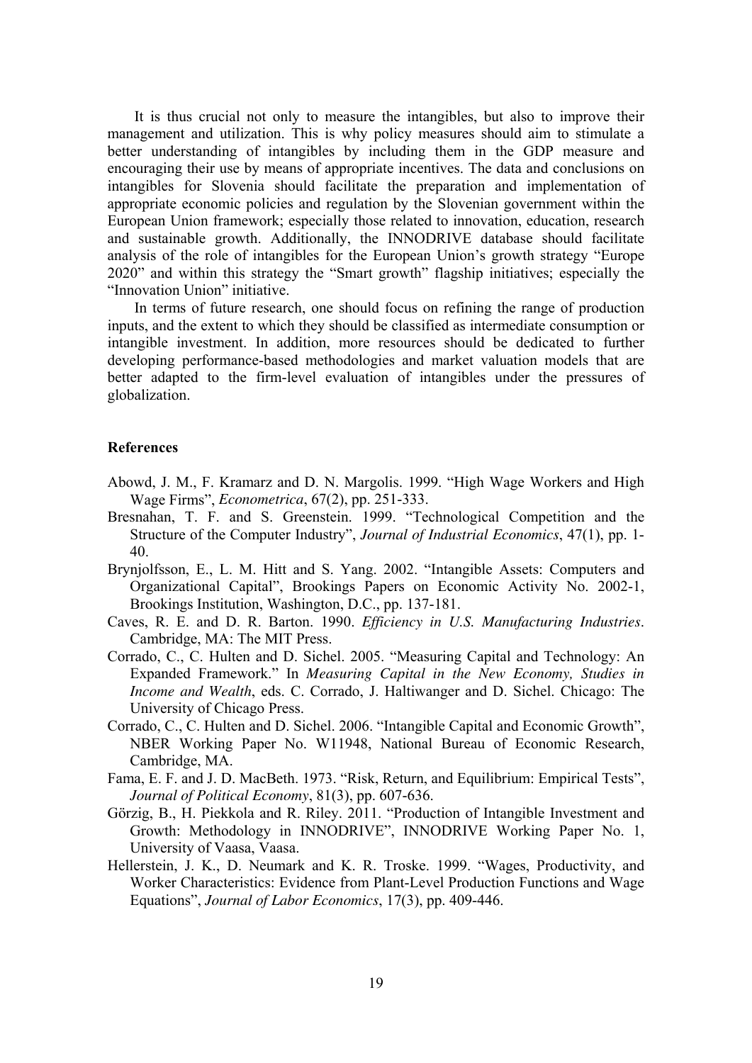It is thus crucial not only to measure the intangibles, but also to improve their management and utilization. This is why policy measures should aim to stimulate a better understanding of intangibles by including them in the GDP measure and encouraging their use by means of appropriate incentives. The data and conclusions on intangibles for Slovenia should facilitate the preparation and implementation of appropriate economic policies and regulation by the Slovenian government within the European Union framework; especially those related to innovation, education, research and sustainable growth. Additionally, the INNODRIVE database should facilitate analysis of the role of intangibles for the European Union's growth strategy "Europe 2020" and within this strategy the "Smart growth" flagship initiatives; especially the "Innovation Union" initiative.

In terms of future research, one should focus on refining the range of production inputs, and the extent to which they should be classified as intermediate consumption or intangible investment. In addition, more resources should be dedicated to further developing performance-based methodologies and market valuation models that are better adapted to the firm-level evaluation of intangibles under the pressures of globalization.

## References

Abowd, J. M., F. Kramarz and D. N. Margolis. 1999. "High Wage Workers and High Wage Firms", *Econometrica*, 67(2), pp. 251-333.

Bresnahan, T. F. and S. Greenstein. 1999. "Technological Competition and the Structure of the Computer Industry", *Journal of Industrial Economics*, 47(1), pp. 1-40.

Brynjolfsson, E., L. M. Hitt and S. Yang. 2002. "Intangible Assets: Computers and Organizational Capital", Brookings Papers on Economic Activity No. 2002-1, Brookings Institution, Washington, D.C., pp. 137-181.

Caves, R. E. and D. R. Barton. 1990. *Efficiency in U.S. Manufacturing Industries*. Cambridge, MA: The MIT Press.

Corrado, C., C. Hulten and D. Sichel. 2005. "Measuring Capital and Technology: An Expanded Framework." In *Measuring Capital in the New Economy, Studies in Income and Wealth*, eds. C. Corrado, J. Haltiwanger and D. Sichel. Chicago: The University of Chicago Press.

Corrado, C., C. Hulten and D. Sichel. 2006. "Intangible Capital and Economic Growth", NBER Working Paper No. W11948, National Bureau of Economic Research, Cambridge, MA.

Fama, E. F. and J. D. MacBeth. 1973. "Risk, Return, and Equilibrium: Empirical Tests", *Journal of Political Economy*, 81(3), pp. 607-636.

Görzig, B., H. Piekkola and R. Riley. 2011. "Production of Intangible Investment and Growth: Methodology in INNODRIVE", INNODRIVE Working Paper No. 1, University of Vaasa, Vaasa.

Hellerstein, J. K., D. Neumark and K. R. Troske. 1999. "Wages, Productivity, and Worker Characteristics: Evidence from Plant-Level Production Functions and Wage Equations", *Journal of Labor Economics*, 17(3), pp. 409-446.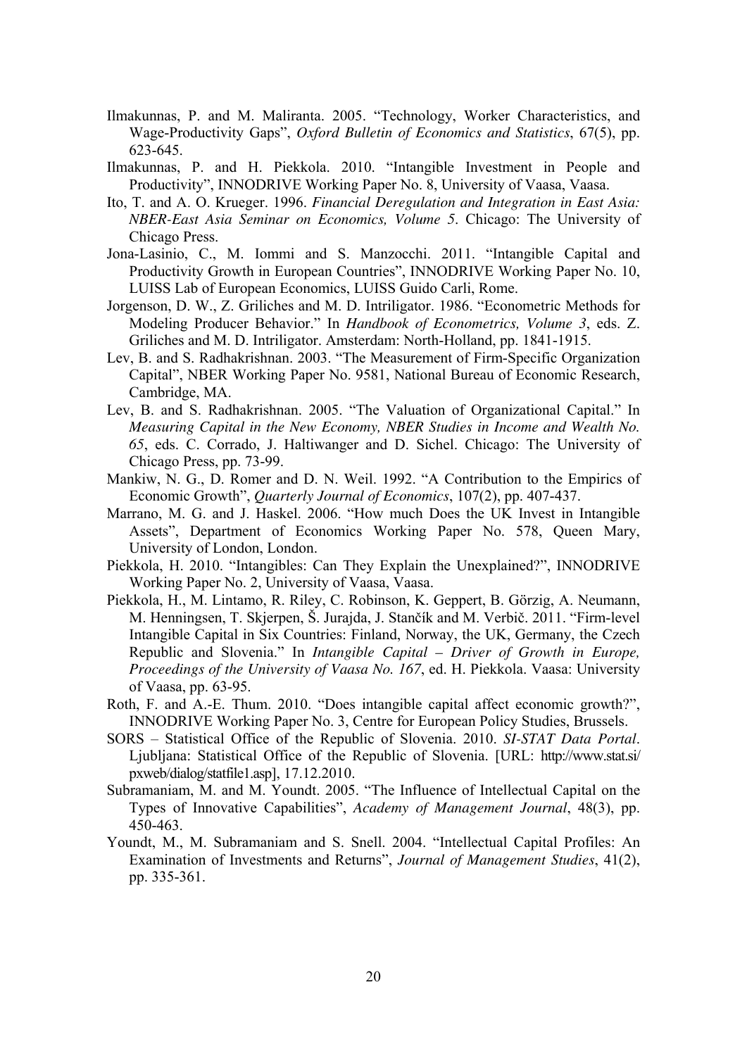Ilmakunnas, P. and M. Maliranta. 2005. "Technology, Worker Characteristics, and Wage-Productivity Gaps", *Oxford Bulletin of Economics and Statistics*, 67(5), pp. 623-645.

Ilmakunnas, P. and H. Piekkola. 2010. "Intangible Investment in People and Productivity", INNODRIVE Working Paper No. 8, University of Vaasa, Vaasa.

Ito, T. and A. O. Krueger. 1996. *Financial Deregulation and Integration in East Asia: NBER-East Asia Seminar on Economics, Volume 5*. Chicago: The University of Chicago Press.

Jona-Lasinio, C., M. Iommi and S. Manzocchi. 2011. "Intangible Capital and Productivity Growth in European Countries", INNODRIVE Working Paper No. 10, LUISS Lab of European Economics, LUISS Guido Carli, Rome.

Jorgenson, D. W., Z. Griliches and M. D. Intriligator. 1986. "Econometric Methods for Modeling Producer Behavior." In *Handbook of Econometrics, Volume 3*, eds. Z. Griliches and M. D. Intriligator. Amsterdam: North-Holland, pp. 1841-1915.

Lev, B. and S. Radhakrishnan. 2003. "The Measurement of Firm-Specific Organization Capital", NBER Working Paper No. 9581, National Bureau of Economic Research, Cambridge, MA.

Lev, B. and S. Radhakrishnan. 2005. "The Valuation of Organizational Capital." In *Measuring Capital in the New Economy, NBER Studies in Income and Wealth No. 65*, eds. C. Corrado, J. Haltiwanger and D. Sichel. Chicago: The University of Chicago Press, pp. 73-99.

Mankiw, N. G., D. Romer and D. N. Weil. 1992. "A Contribution to the Empirics of Economic Growth", *Quarterly Journal of Economics*, 107(2), pp. 407-437.

Marrano, M. G. and J. Haskel. 2006. "How much Does the UK Invest in Intangible Assets", Department of Economics Working Paper No. 578, Queen Mary, University of London, London.

Piekkola, H. 2010. "Intangibles: Can They Explain the Unexplained?", INNODRIVE Working Paper No. 2, University of Vaasa, Vaasa.

Piekkola, H., M. Lintamo, R. Riley, C. Robinson, K. Geppert, B. Görzig, A. Neumann, M. Henningsen, T. Skjerpen, Š. Jurajda, J. Stančík and M. Verbič. 2011. "Firm-level Intangible Capital in Six Countries: Finland, Norway, the UK, Germany, the Czech Republic and Slovenia." In *Intangible Capital – Driver of Growth in Europe, Proceedings of the University of Vaasa No. 167*, ed. H. Piekkola. Vaasa: University of Vaasa, pp. 63-95.

Roth, F. and A.-E. Thum. 2010. "Does intangible capital affect economic growth?", INNODRIVE Working Paper No. 3, Centre for European Policy Studies, Brussels.

SORS – Statistical Office of the Republic of Slovenia. 2010. *SI-STAT Data Portal*. Ljubljana: Statistical Office of the Republic of Slovenia. [URL: http://www.stat.si/pxweb/dialog/statfile1.asp], 17.12.2010.

Subramaniam, M. and M. Youndt. 2005. "The Influence of Intellectual Capital on the Types of Innovative Capabilities", *Academy of Management Journal*, 48(3), pp. 450-463.

Youndt, M., M. Subramaniam and S. Snell. 2004. "Intellectual Capital Profiles: An Examination of Investments and Returns", *Journal of Management Studies*, 41(2), pp. 335-361.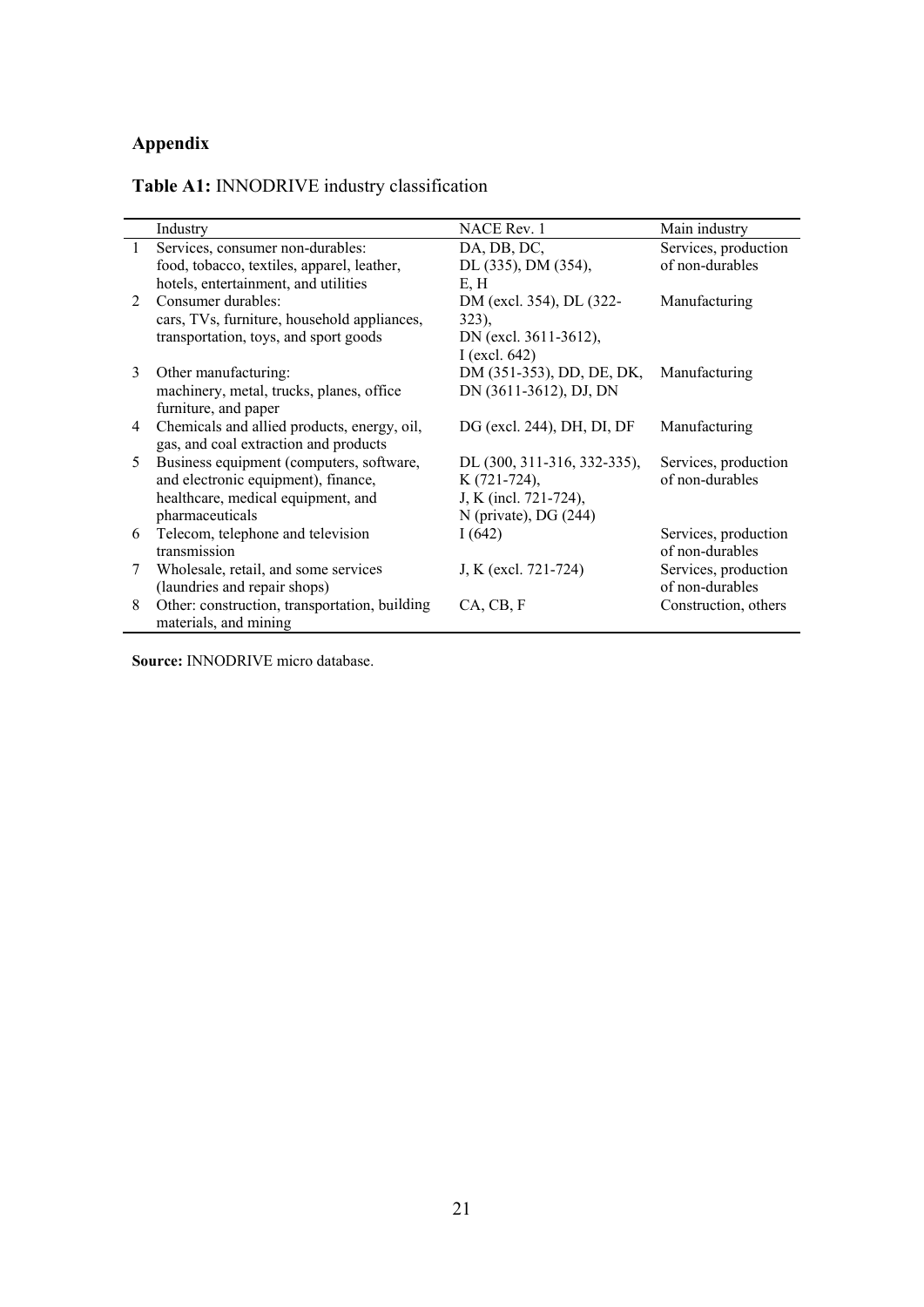## Appendix

**Table A1:** INNODRIVE industry classification

| | Industry | NACE Rev. 1 | Main industry |
|---|---|---|---|
| 1 | Services, consumer non-durables: food, tobacco, textiles, apparel, leather, hotels, entertainment, and utilities | DA, DB, DC, DL (335), DM (354), E, H | Services, production of non-durables |
| 2 | Consumer durables: cars, TVs, furniture, household appliances, transportation, toys, and sport goods | DM (excl. 354), DL (322-323), DN (excl. 3611-3612), I (excl. 642) | Manufacturing |
| 3 | Other manufacturing: machinery, metal, trucks, planes, office furniture, and paper | DM (351-353), DD, DE, DK, DN (3611-3612), DJ, DN | Manufacturing |
| 4 | Chemicals and allied products, energy, oil, gas, and coal extraction and products | DG (excl. 244), DH, DI, DF | Manufacturing |
| 5 | Business equipment (computers, software, and electronic equipment), finance, healthcare, medical equipment, and pharmaceuticals | DL (300, 311-316, 332-335), K (721-724), J, K (incl. 721-724), N (private), DG (244) | Services, production of non-durables |
| 6 | Telecom, telephone and television transmission | I (642) | Services, production of non-durables |
| 7 | Wholesale, retail, and some services (laundries and repair shops) | J, K (excl. 721-724) | Services, production of non-durables |
| 8 | Other: construction, transportation, building materials, and mining | CA, CB, F | Construction, others |

**Source:** INNODRIVE micro database.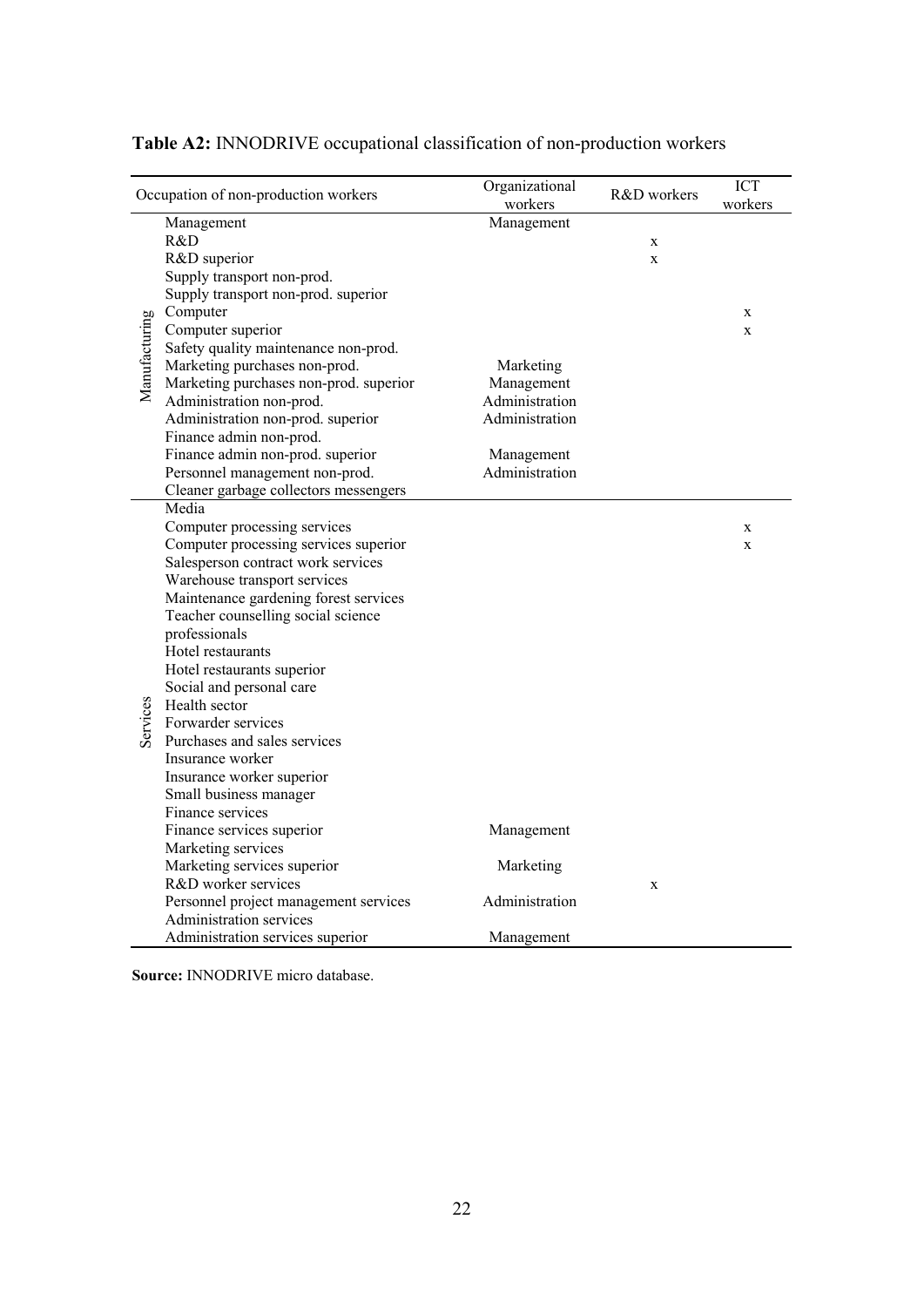**Table A2:** INNODRIVE occupational classification of non-production workers

| | Occupation of non-production workers | Organizational workers | R&D workers | ICT workers |
|---|---|---|---|---|
| Manufacturing | Management | Management | | |
| | R&D | | x | |
| | R&D superior | | x | |
| | Supply transport non-prod. | | | |
| | Supply transport non-prod. superior | | | |
| | Computer | | | x |
| | Computer superior | | | x |
| | Safety quality maintenance non-prod. | | | |
| | Marketing purchases non-prod. | Marketing | | |
| | Marketing purchases non-prod. superior | Management | | |
| | Administration non-prod. | Administration | | |
| | Administration non-prod. superior | Administration | | |
| | Finance admin non-prod. | | | |
| | Finance admin non-prod. superior | Management | | |
| | Personnel management non-prod. | Administration | | |
| | Cleaner garbage collectors messengers | | | |
| Services | Media | | | |
| | Computer processing services | | | x |
| | Computer processing services superior | | | x |
| | Salesperson contract work services | | | |
| | Warehouse transport services | | | |
| | Maintenance gardening forest services | | | |
| | Teacher counselling social science professionals | | | |
| | Hotel restaurants | | | |
| | Hotel restaurants superior | | | |
| | Social and personal care | | | |
| | Health sector | | | |
| | Forwarder services | | | |
| | Purchases and sales services | | | |
| | Insurance worker | | | |
| | Insurance worker superior | | | |
| | Small business manager | | | |
| | Finance services | | | |
| | Finance services superior | Management | | |
| | Marketing services | | | |
| | Marketing services superior | Marketing | | |
| | R&D worker services | | x | |
| | Personnel project management services | Administration | | |
| | Administration services | | | |
| | Administration services superior | Management | | |

**Source:** INNODRIVE micro database.